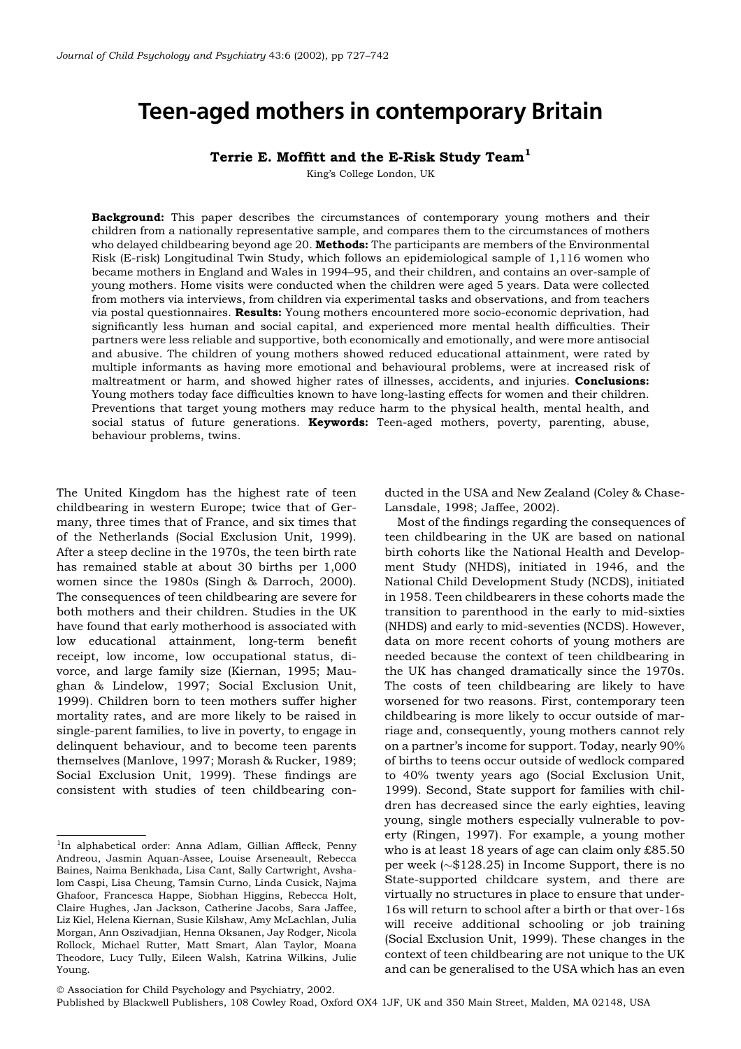# Teen-aged mothers in contemporary Britain

**Terrie E. Moffitt and the E-Risk Study Team**[1]

King's College London, UK

**Background:** This paper describes the circumstances of contemporary young mothers and their children from a nationally representative sample, and compares them to the circumstances of mothers who delayed childbearing beyond age 20. **Methods:** The participants are members of the Environmental Risk (E-risk) Longitudinal Twin Study, which follows an epidemiological sample of 1,116 women who became mothers in England and Wales in 1994–95, and their children, and contains an over-sample of young mothers. Home visits were conducted when the children were aged 5 years. Data were collected from mothers via interviews, from children via experimental tasks and observations, and from teachers via postal questionnaires. **Results:** Young mothers encountered more socio-economic deprivation, had significantly less human and social capital, and experienced more mental health difficulties. Their partners were less reliable and supportive, both economically and emotionally, and were more antisocial and abusive. The children of young mothers showed reduced educational attainment, were rated by multiple informants as having more emotional and behavioural problems, were at increased risk of maltreatment or harm, and showed higher rates of illnesses, accidents, and injuries. **Conclusions:** Young mothers today face difficulties known to have long-lasting effects for women and their children. Preventions that target young mothers may reduce harm to the physical health, mental health, and social status of future generations. **Keywords:** Teen-aged mothers, poverty, parenting, abuse, behaviour problems, twins.

The United Kingdom has the highest rate of teen childbearing in western Europe; twice that of Germany, three times that of France, and six times that of the Netherlands (Social Exclusion Unit, 1999). After a steep decline in the 1970s, the teen birth rate has remained stable at about 30 births per 1,000 women since the 1980s (Singh & Darroch, 2000). The consequences of teen childbearing are severe for both mothers and their children. Studies in the UK have found that early motherhood is associated with low educational attainment, long-term benefit receipt, low income, low occupational status, divorce, and large family size (Kiernan, 1995; Maughan & Lindelow, 1997; Social Exclusion Unit, 1999). Children born to teen mothers suffer higher mortality rates, and are more likely to be raised in single-parent families, to live in poverty, to engage in delinquent behaviour, and to become teen parents themselves (Manlove, 1997; Morash & Rucker, 1989; Social Exclusion Unit, 1999). These findings are consistent with studies of teen childbearing conducted in the USA and New Zealand (Coley & Chase-Lansdale, 1998; Jaffee, 2002).

Most of the findings regarding the consequences of teen childbearing in the UK are based on national birth cohorts like the National Health and Development Study (NHDS), initiated in 1946, and the National Child Development Study (NCDS), initiated in 1958. Teen childbearers in these cohorts made the transition to parenthood in the early to mid-sixties (NHDS) and early to mid-seventies (NCDS). However, data on more recent cohorts of young mothers are needed because the context of teen childbearing in the UK has changed dramatically since the 1970s. The costs of teen childbearing are likely to have worsened for two reasons. First, contemporary teen childbearing is more likely to occur outside of marriage and, consequently, young mothers cannot rely on a partner's income for support. Today, nearly 90% of births to teens occur outside of wedlock compared to 40% twenty years ago (Social Exclusion Unit, 1999). Second, State support for families with children has decreased since the early eighties, leaving young, single mothers especially vulnerable to poverty (Ringen, 1997). For example, a young mother who is at least 18 years of age can claim only £85.50 per week (~$128.25) in Income Support, there is no State-supported childcare system, and there are virtually no structures in place to ensure that under-16s will return to school after a birth or that over-16s will receive additional schooling or job training (Social Exclusion Unit, 1999). These changes in the context of teen childbearing are not unique to the UK and can be generalised to the USA which has an even

[1] In alphabetical order: Anna Adlam, Gillian Affleck, Penny Andreou, Jasmin Aquan-Assee, Louise Arseneault, Rebecca Baines, Naima Benkhada, Lisa Cant, Sally Cartwright, Avshalom Caspi, Lisa Cheung, Tamsin Curno, Linda Cusick, Najma Ghafoor, Francesca Happe, Siobhan Higgins, Rebecca Holt, Claire Hughes, Jan Jackson, Catherine Jacobs, Sara Jaffee, Liz Kiel, Helena Kiernan, Susie Kilshaw, Amy McLachlan, Julia Morgan, Ann Oszivadjian, Henna Oksanen, Jay Rodger, Nicola Rollock, Michael Rutter, Matt Smart, Alan Taylor, Moana Theodore, Lucy Tully, Eileen Walsh, Katrina Wilkins, Julie Young.

© Association for Child Psychology and Psychiatry, 2002.

Published by Blackwell Publishers, 108 Cowley Road, Oxford OX4 1JF, UK and 350 Main Street, Malden, MA 02148, USA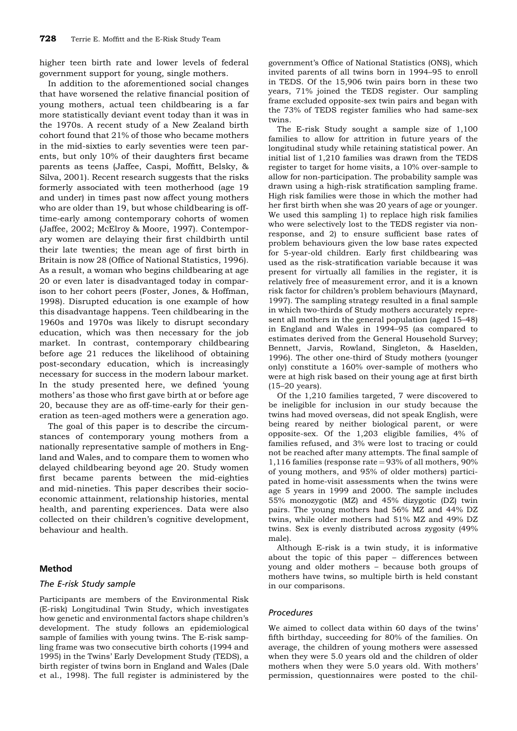higher teen birth rate and lower levels of federal government support for young, single mothers.

In addition to the aforementioned social changes that have worsened the relative financial position of young mothers, actual teen childbearing is a far more statistically deviant event today than it was in the 1970s. A recent study of a New Zealand birth cohort found that 21% of those who became mothers in the mid-sixties to early seventies were teen parents, but only 10% of their daughters first became parents as teens (Jaffee, Caspi, Moffitt, Belsky, & Silva, 2001). Recent research suggests that the risks formerly associated with teen motherhood (age 19 and under) in times past now affect young mothers who are older than 19, but whose childbearing is off-time-early among contemporary cohorts of women (Jaffee, 2002; McElroy & Moore, 1997). Contemporary women are delaying their first childbirth until their late twenties; the mean age of first birth in Britain is now 28 (Office of National Statistics, 1996). As a result, a woman who begins childbearing at age 20 or even later is disadvantaged today in comparison to her cohort peers (Foster, Jones, & Hoffman, 1998). Disrupted education is one example of how this disadvantage happens. Teen childbearing in the 1960s and 1970s was likely to disrupt secondary education, which was then necessary for the job market. In contrast, contemporary childbearing before age 21 reduces the likelihood of obtaining post-secondary education, which is increasingly necessary for success in the modern labour market. In the study presented here, we defined 'young mothers' as those who first gave birth at or before age 20, because they are as off-time-early for their generation as teen-aged mothers were a generation ago.

The goal of this paper is to describe the circumstances of contemporary young mothers from a nationally representative sample of mothers in England and Wales, and to compare them to women who delayed childbearing beyond age 20. Study women first became parents between the mid-eighties and mid-nineties. This paper describes their socioeconomic attainment, relationship histories, mental health, and parenting experiences. Data were also collected on their children's cognitive development, behaviour and health.

## Method

### The E-risk Study sample

Participants are members of the Environmental Risk (E-risk) Longitudinal Twin Study, which investigates how genetic and environmental factors shape children's development. The study follows an epidemiological sample of families with young twins. The E-risk sampling frame was two consecutive birth cohorts (1994 and 1995) in the Twins' Early Development Study (TEDS), a birth register of twins born in England and Wales (Dale et al., 1998). The full register is administered by the government's Office of National Statistics (ONS), which invited parents of all twins born in 1994–95 to enroll in TEDS. Of the 15,906 twin pairs born in these two years, 71% joined the TEDS register. Our sampling frame excluded opposite-sex twin pairs and began with the 73% of TEDS register families who had same-sex twins.

The E-risk Study sought a sample size of 1,100 families to allow for attrition in future years of the longitudinal study while retaining statistical power. An initial list of 1,210 families was drawn from the TEDS register to target for home visits, a 10% over-sample to allow for non-participation. The probability sample was drawn using a high-risk stratification sampling frame. High risk families were those in which the mother had her first birth when she was 20 years of age or younger. We used this sampling 1) to replace high risk families who were selectively lost to the TEDS register via non-response, and 2) to ensure sufficient base rates of problem behaviours given the low base rates expected for 5-year-old children. Early first childbearing was used as the risk-stratification variable because it was present for virtually all families in the register, it is relatively free of measurement error, and it is a known risk factor for children's problem behaviours (Maynard, 1997). The sampling strategy resulted in a final sample in which two-thirds of Study mothers accurately represent all mothers in the general population (aged 15–48) in England and Wales in 1994–95 (as compared to estimates derived from the General Household Survey; Bennett, Jarvis, Rowland, Singleton, & Haselden, 1996). The other one-third of Study mothers (younger only) constitute a 160% over-sample of mothers who were at high risk based on their young age at first birth (15–20 years).

Of the 1,210 families targeted, 7 were discovered to be ineligible for inclusion in our study because the twins had moved overseas, did not speak English, were being reared by neither biological parent, or were opposite-sex. Of the 1,203 eligible families, 4% of families refused, and 3% were lost to tracing or could not be reached after many attempts. The final sample of 1,116 families (response rate = 93% of all mothers, 90% of young mothers, and 95% of older mothers) participated in home-visit assessments when the twins were age 5 years in 1999 and 2000. The sample includes 55% monozygotic (MZ) and 45% dizygotic (DZ) twin pairs. The young mothers had 56% MZ and 44% DZ twins, while older mothers had 51% MZ and 49% DZ twins. Sex is evenly distributed across zygosity (49% male).

Although E-risk is a twin study, it is informative about the topic of this paper – differences between young and older mothers – because both groups of mothers have twins, so multiple birth is held constant in our comparisons.

### Procedures

We aimed to collect data within 60 days of the twins' fifth birthday, succeeding for 80% of the families. On average, the children of young mothers were assessed when they were 5.0 years old and the children of older mothers when they were 5.0 years old. With mothers' permission, questionnaires were posted to the chil-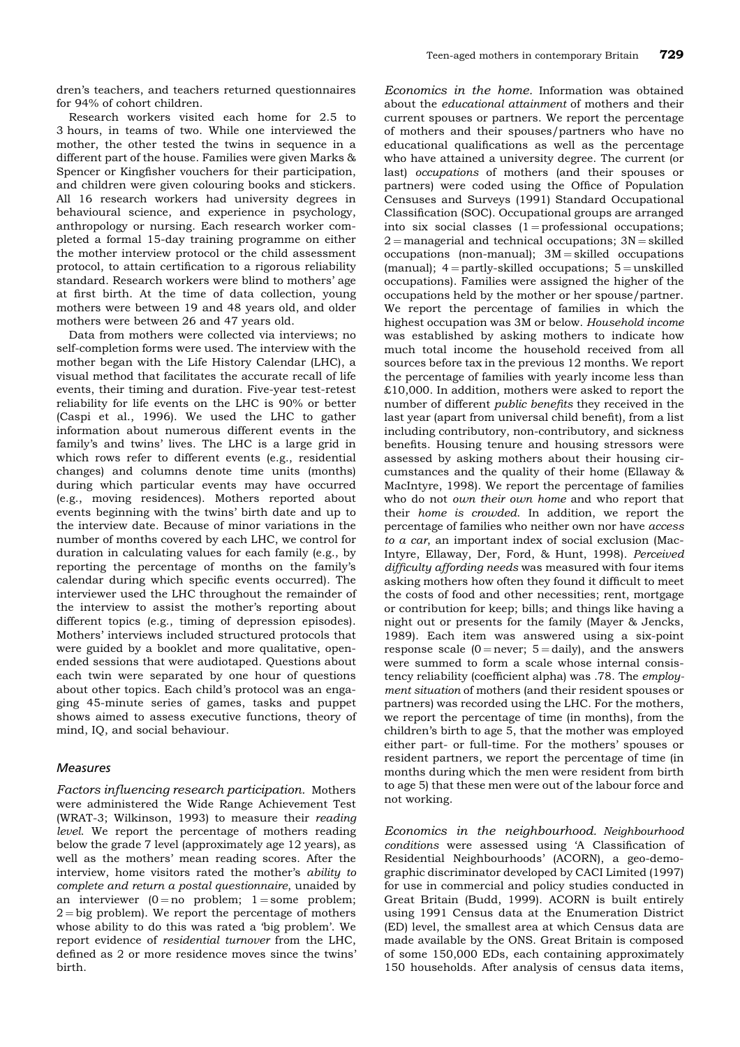dren's teachers, and teachers returned questionnaires for 94% of cohort children.

Research workers visited each home for 2.5 to 3 hours, in teams of two. While one interviewed the mother, the other tested the twins in sequence in a different part of the house. Families were given Marks & Spencer or Kingfisher vouchers for their participation, and children were given colouring books and stickers. All 16 research workers had university degrees in behavioural science, and experience in psychology, anthropology or nursing. Each research worker completed a formal 15-day training programme on either the mother interview protocol or the child assessment protocol, to attain certification to a rigorous reliability standard. Research workers were blind to mothers' age at first birth. At the time of data collection, young mothers were between 19 and 48 years old, and older mothers were between 26 and 47 years old.

Data from mothers were collected via interviews; no self-completion forms were used. The interview with the mother began with the Life History Calendar (LHC), a visual method that facilitates the accurate recall of life events, their timing and duration. Five-year test-retest reliability for life events on the LHC is 90% or better (Caspi et al., 1996). We used the LHC to gather information about numerous different events in the family's and twins' lives. The LHC is a large grid in which rows refer to different events (e.g., residential changes) and columns denote time units (months) during which particular events may have occurred (e.g., moving residences). Mothers reported about events beginning with the twins' birth date and up to the interview date. Because of minor variations in the number of months covered by each LHC, we control for duration in calculating values for each family (e.g., by reporting the percentage of months on the family's calendar during which specific events occurred). The interviewer used the LHC throughout the remainder of the interview to assist the mother's reporting about different topics (e.g., timing of depression episodes). Mothers' interviews included structured protocols that were guided by a booklet and more qualitative, open-ended sessions that were audiotaped. Questions about each twin were separated by one hour of questions about other topics. Each child's protocol was an engaging 45-minute series of games, tasks and puppet shows aimed to assess executive functions, theory of mind, IQ, and social behaviour.

### Measures

*Factors influencing research participation.* Mothers were administered the Wide Range Achievement Test (WRAT-3; Wilkinson, 1993) to measure their *reading level*. We report the percentage of mothers reading below the grade 7 level (approximately age 12 years), as well as the mothers' mean reading scores. After the interview, home visitors rated the mother's *ability to complete and return a postal questionnaire*, unaided by an interviewer (0 = no problem; 1 = some problem; 2 = big problem). We report the percentage of mothers whose ability to do this was rated a 'big problem'. We report evidence of *residential turnover* from the LHC, defined as 2 or more residence moves since the twins' birth.

*Economics in the home.* Information was obtained about the *educational attainment* of mothers and their current spouses or partners. We report the percentage of mothers and their spouses/partners who have no educational qualifications as well as the percentage who have attained a university degree. The current (or last) *occupations* of mothers (and their spouses or partners) were coded using the Office of Population Censuses and Surveys (1991) Standard Occupational Classification (SOC). Occupational groups are arranged into six social classes (1 = professional occupations; 2 = managerial and technical occupations; 3N = skilled occupations (non-manual); 3M = skilled occupations (manual); 4 = partly-skilled occupations; 5 = unskilled occupations). Families were assigned the higher of the occupations held by the mother or her spouse/partner. We report the percentage of families in which the highest occupation was 3M or below. *Household income* was established by asking mothers to indicate how much total income the household received from all sources before tax in the previous 12 months. We report the percentage of families with yearly income less than £10,000. In addition, mothers were asked to report the number of different *public benefits* they received in the last year (apart from universal child benefit), from a list including contributory, non-contributory, and sickness benefits. Housing tenure and housing stressors were assessed by asking mothers about their housing circumstances and the quality of their home (Ellaway & MacIntyre, 1998). We report the percentage of families who do not *own their own home* and who report that their *home is crowded*. In addition, we report the percentage of families who neither own nor have *access to a car*, an important index of social exclusion (MacIntyre, Ellaway, Der, Ford, & Hunt, 1998). *Perceived difficulty affording needs* was measured with four items asking mothers how often they found it difficult to meet the costs of food and other necessities; rent, mortgage or contribution for keep; bills; and things like having a night out or presents for the family (Mayer & Jencks, 1989). Each item was answered using a six-point response scale (0 = never; 5 = daily), and the answers were summed to form a scale whose internal consistency reliability (coefficient alpha) was .78. The *employment situation* of mothers (and their resident spouses or partners) was recorded using the LHC. For the mothers, we report the percentage of time (in months), from the children's birth to age 5, that the mother was employed either part- or full-time. For the mothers' spouses or resident partners, we report the percentage of time (in months during which the men were resident from birth to age 5) that these men were out of the labour force and not working.

*Economics in the neighbourhood. Neighbourhood conditions* were assessed using 'A Classification of Residential Neighbourhoods' (ACORN), a geo-demographic discriminator developed by CACI Limited (1997) for use in commercial and policy studies conducted in Great Britain (Budd, 1999). ACORN is built entirely using 1991 Census data at the Enumeration District (ED) level, the smallest area at which Census data are made available by the ONS. Great Britain is composed of some 150,000 EDs, each containing approximately 150 households. After analysis of census data items,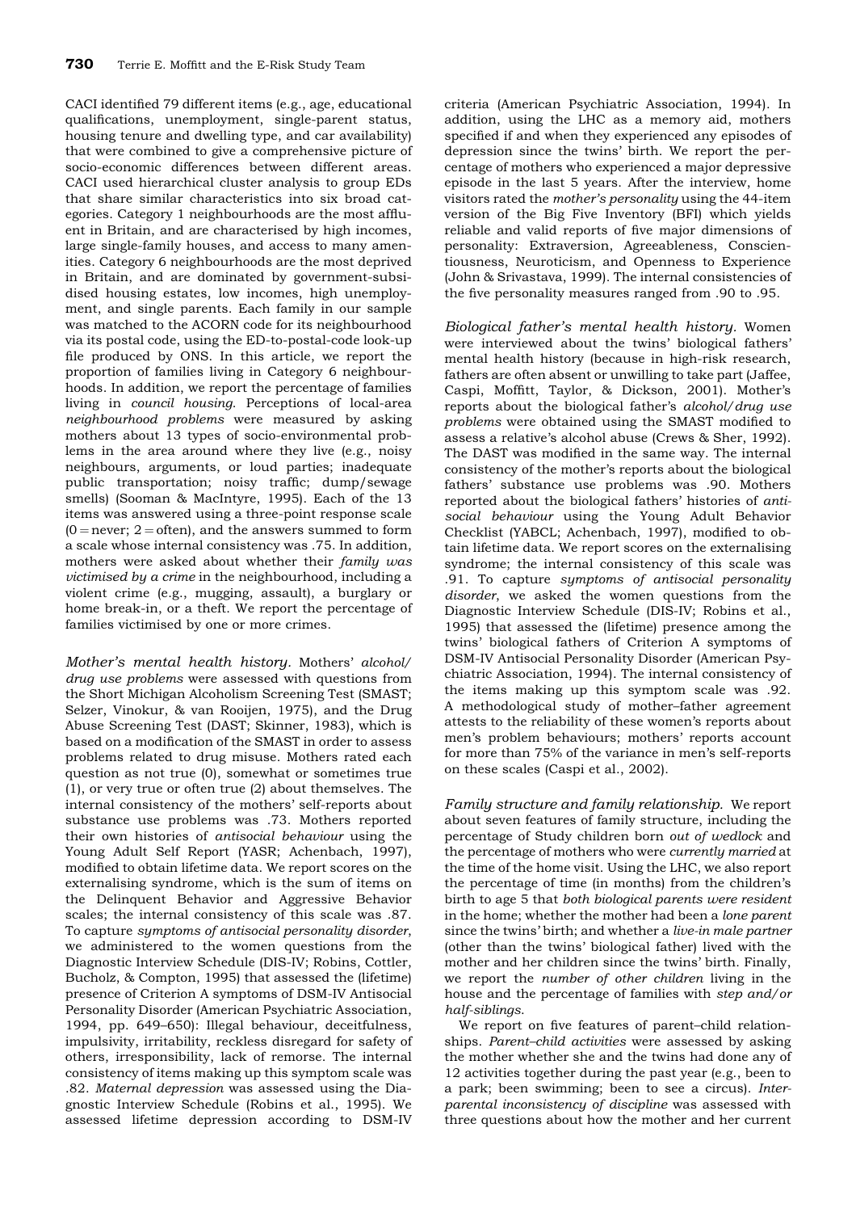CACI identified 79 different items (e.g., age, educational qualifications, unemployment, single-parent status, housing tenure and dwelling type, and car availability) that were combined to give a comprehensive picture of socio-economic differences between different areas. CACI used hierarchical cluster analysis to group EDs that share similar characteristics into six broad categories. Category 1 neighbourhoods are the most affluent in Britain, and are characterised by high incomes, large single-family houses, and access to many amenities. Category 6 neighbourhoods are the most deprived in Britain, and are dominated by government-subsidised housing estates, low incomes, high unemployment, and single parents. Each family in our sample was matched to the ACORN code for its neighbourhood via its postal code, using the ED-to-postal-code look-up file produced by ONS. In this article, we report the proportion of families living in Category 6 neighbourhoods. In addition, we report the percentage of families living in *council housing*. Perceptions of local-area *neighbourhood problems* were measured by asking mothers about 13 types of socio-environmental problems in the area around where they live (e.g., noisy neighbours, arguments, or loud parties; inadequate public transportation; noisy traffic; dump/sewage smells) (Sooman & MacIntyre, 1995). Each of the 13 items was answered using a three-point response scale (0 = never; 2 = often), and the answers summed to form a scale whose internal consistency was .75. In addition, mothers were asked about whether their *family was victimised by a crime* in the neighbourhood, including a violent crime (e.g., mugging, assault), a burglary or home break-in, or a theft. We report the percentage of families victimised by one or more crimes.

*Mother's mental health history.* Mothers' *alcohol/drug use problems* were assessed with questions from the Short Michigan Alcoholism Screening Test (SMAST; Selzer, Vinokur, & van Rooijen, 1975), and the Drug Abuse Screening Test (DAST; Skinner, 1983), which is based on a modification of the SMAST in order to assess problems related to drug misuse. Mothers rated each question as not true (0), somewhat or sometimes true (1), or very true or often true (2) about themselves. The internal consistency of the mothers' self-reports about substance use problems was .73. Mothers reported their own histories of *antisocial behaviour* using the Young Adult Self Report (YASR; Achenbach, 1997), modified to obtain lifetime data. We report scores on the externalising syndrome, which is the sum of items on the Delinquent Behavior and Aggressive Behavior scales; the internal consistency of this scale was .87. To capture *symptoms of antisocial personality disorder*, we administered to the women questions from the Diagnostic Interview Schedule (DIS-IV; Robins, Cottler, Bucholz, & Compton, 1995) that assessed the (lifetime) presence of Criterion A symptoms of DSM-IV Antisocial Personality Disorder (American Psychiatric Association, 1994, pp. 649–650): Illegal behaviour, deceitfulness, impulsivity, irritability, reckless disregard for safety of others, irresponsibility, lack of remorse. The internal consistency of items making up this symptom scale was .82. *Maternal depression* was assessed using the Diagnostic Interview Schedule (Robins et al., 1995). We assessed lifetime depression according to DSM-IV criteria (American Psychiatric Association, 1994). In addition, using the LHC as a memory aid, mothers specified if and when they experienced any episodes of depression since the twins' birth. We report the percentage of mothers who experienced a major depressive episode in the last 5 years. After the interview, home visitors rated the *mother's personality* using the 44-item version of the Big Five Inventory (BFI) which yields reliable and valid reports of five major dimensions of personality: Extraversion, Agreeableness, Conscientiousness, Neuroticism, and Openness to Experience (John & Srivastava, 1999). The internal consistencies of the five personality measures ranged from .90 to .95.

*Biological father's mental health history.* Women were interviewed about the twins' biological fathers' mental health history (because in high-risk research, fathers are often absent or unwilling to take part (Jaffee, Caspi, Moffitt, Taylor, & Dickson, 2001). Mother's reports about the biological father's *alcohol/drug use problems* were obtained using the SMAST modified to assess a relative's alcohol abuse (Crews & Sher, 1992). The DAST was modified in the same way. The internal consistency of the mother's reports about the biological fathers' substance use problems was .90. Mothers reported about the biological fathers' histories of *antisocial behaviour* using the Young Adult Behavior Checklist (YABCL; Achenbach, 1997), modified to obtain lifetime data. We report scores on the externalising syndrome; the internal consistency of this scale was .91. To capture *symptoms of antisocial personality disorder*, we asked the women questions from the Diagnostic Interview Schedule (DIS-IV; Robins et al., 1995) that assessed the (lifetime) presence among the twins' biological fathers of Criterion A symptoms of DSM-IV Antisocial Personality Disorder (American Psychiatric Association, 1994). The internal consistency of the items making up this symptom scale was .92. A methodological study of mother–father agreement attests to the reliability of these women's reports about men's problem behaviours; mothers' reports account for more than 75% of the variance in men's self-reports on these scales (Caspi et al., 2002).

*Family structure and family relationship.* We report about seven features of family structure, including the percentage of Study children born *out of wedlock* and the percentage of mothers who were *currently married* at the time of the home visit. Using the LHC, we also report the percentage of time (in months) from the children's birth to age 5 that *both biological parents were resident* in the home; whether the mother had been a *lone parent* since the twins' birth; and whether a *live-in male partner* (other than the twins' biological father) lived with the mother and her children since the twins' birth. Finally, we report the *number of other children* living in the house and the percentage of families with *step and/or half-siblings*.

We report on five features of parent–child relationships. *Parent–child activities* were assessed by asking the mother whether she and the twins had done any of 12 activities together during the past year (e.g., been to a park; been swimming; been to see a circus). *Interparental inconsistency of discipline* was assessed with three questions about how the mother and her current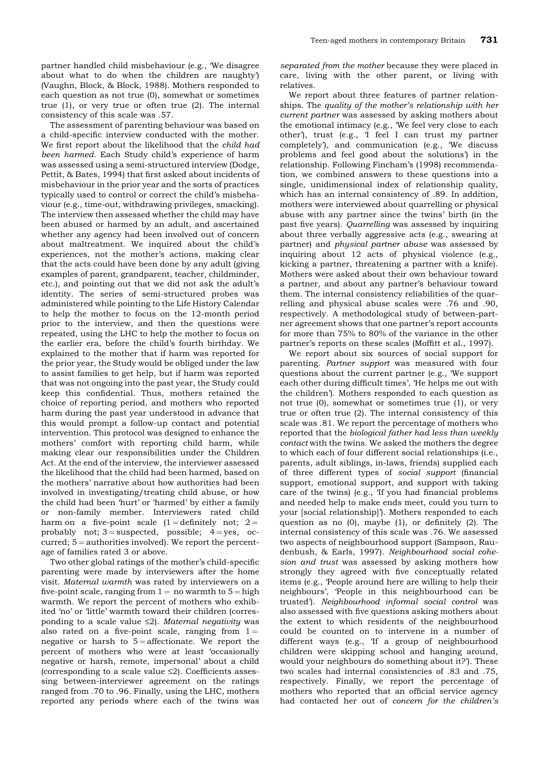partner handled child misbehaviour (e.g., 'We disagree about what to do when the children are naughty') (Vaughn, Block, & Block, 1988). Mothers responded to each question as not true (0), somewhat or sometimes true (1), or very true or often true (2). The internal consistency of this scale was .57.

The assessment of parenting behaviour was based on a child-specific interview conducted with the mother. We first report about the likelihood that the *child had been harmed*. Each Study child's experience of harm was assessed using a semi-structured interview (Dodge, Pettit, & Bates, 1994) that first asked about incidents of misbehaviour in the prior year and the sorts of practices typically used to control or correct the child's misbehaviour (e.g., time-out, withdrawing privileges, smacking). The interview then assessed whether the child may have been abused or harmed by an adult, and ascertained whether any agency had been involved out of concern about maltreatment. We inquired about the child's experiences, not the mother's actions, making clear that the acts could have been done by any adult (giving examples of parent, grandparent, teacher, childminder, etc.), and pointing out that we did not ask the adult's identity. The series of semi-structured probes was administered while pointing to the Life History Calendar to help the mother to focus on the 12-month period prior to the interview, and then the questions were repeated, using the LHC to help the mother to focus on the earlier era, before the child's fourth birthday. We explained to the mother that if harm was reported for the prior year, the Study would be obliged under the law to assist families to get help, but if harm was reported that was not ongoing into the past year, the Study could keep this confidential. Thus, mothers retained the choice of reporting period, and mothers who reported harm during the past year understood in advance that this would prompt a follow-up contact and potential intervention. This protocol was designed to enhance the mothers' comfort with reporting child harm, while making clear our responsibilities under the Children Act. At the end of the interview, the interviewer assessed the likelihood that the child had been harmed, based on the mothers' narrative about how authorities had been involved in investigating/treating child abuse, or how the child had been 'hurt' or 'harmed' by either a family or non-family member. Interviewers rated child harm on a five-point scale (1 = definitely not; 2 = probably not; 3 = suspected, possible; 4 = yes, occurred; 5 = authorities involved). We report the percentage of families rated 3 or above.

Two other global ratings of the mother's child-specific parenting were made by interviewers after the home visit. *Maternal warmth* was rated by interviewers on a five-point scale, ranging from 1 = no warmth to 5 = high warmth. We report the percent of mothers who exhibited 'no' or 'little' warmth toward their children (corresponding to a scale value $\leq 2$). *Maternal negativity* was also rated on a five-point scale, ranging from 1 = negative or harsh to 5 = affectionate. We report the percent of mothers who were at least 'occasionally negative or harsh, remote, impersonal' about a child (corresponding to a scale value $\leq 2$). Coefficients assessing between-interviewer agreement on the ratings ranged from .70 to .96. Finally, using the LHC, mothers reported any periods where each of the twins was *separated from the mother* because they were placed in care, living with the other parent, or living with relatives.

We report about three features of partner relationships. The *quality of the mother's relationship with her current partner* was assessed by asking mothers about the emotional intimacy (e.g., 'We feel very close to each other'), trust (e.g., 'I feel I can trust my partner completely'), and communication (e.g., 'We discuss problems and feel good about the solutions') in the relationship. Following Fincham's (1998) recommendation, we combined answers to these questions into a single, unidimensional index of relationship quality, which has an internal consistency of .89. In addition, mothers were interviewed about quarrelling or physical abuse with any partner since the twins' birth (in the past five years). *Quarrelling* was assessed by inquiring about three verbally aggressive acts (e.g., swearing at partner) and *physical partner abuse* was assessed by inquiring about 12 acts of physical violence (e.g., kicking a partner, threatening a partner with a knife). Mothers were asked about their own behaviour toward a partner, and about any partner's behaviour toward them. The internal consistency reliabilities of the quarrelling and physical abuse scales were .76 and .90, respectively. A methodological study of between-partner agreement shows that one partner's report accounts for more than 75% to 80% of the variance in the other partner's reports on these scales (Moffitt et al., 1997).

We report about six sources of social support for parenting. *Partner support* was measured with four questions about the current partner (e.g., 'We support each other during difficult times', 'He helps me out with the children'). Mothers responded to each question as not true (0), somewhat or sometimes true (1), or very true or often true (2). The internal consistency of this scale was .81. We report the percentage of mothers who reported that the *biological father had less than weekly contact* with the twins. We asked the mothers the degree to which each of four different social relationships (i.e., parents, adult siblings, in-laws, friends) supplied each of three different types of *social support* (financial support, emotional support, and support with taking care of the twins) (e.g., 'If you had financial problems and needed help to make ends meet, could you turn to your [social relationship]'). Mothers responded to each question as no (0), maybe (1), or definitely (2). The internal consistency of this scale was .76. We assessed two aspects of neighbourhood support (Sampson, Raudenbush, & Earls, 1997). *Neighbourhood social cohesion and trust* was assessed by asking mothers how strongly they agreed with five conceptually related items (e.g., 'People around here are willing to help their neighbours', 'People in this neighbourhood can be trusted'). *Neighbourhood informal social control* was also assessed with five questions asking mothers about the extent to which residents of the neighbourhood could be counted on to intervene in a number of different ways (e.g., 'If a group of neighbourhood children were skipping school and hanging around, would your neighbours do something about it?'). These two scales had internal consistencies of .83 and .75, respectively. Finally, we report the percentage of mothers who reported that an official service agency had contacted her out of *concern for the children's*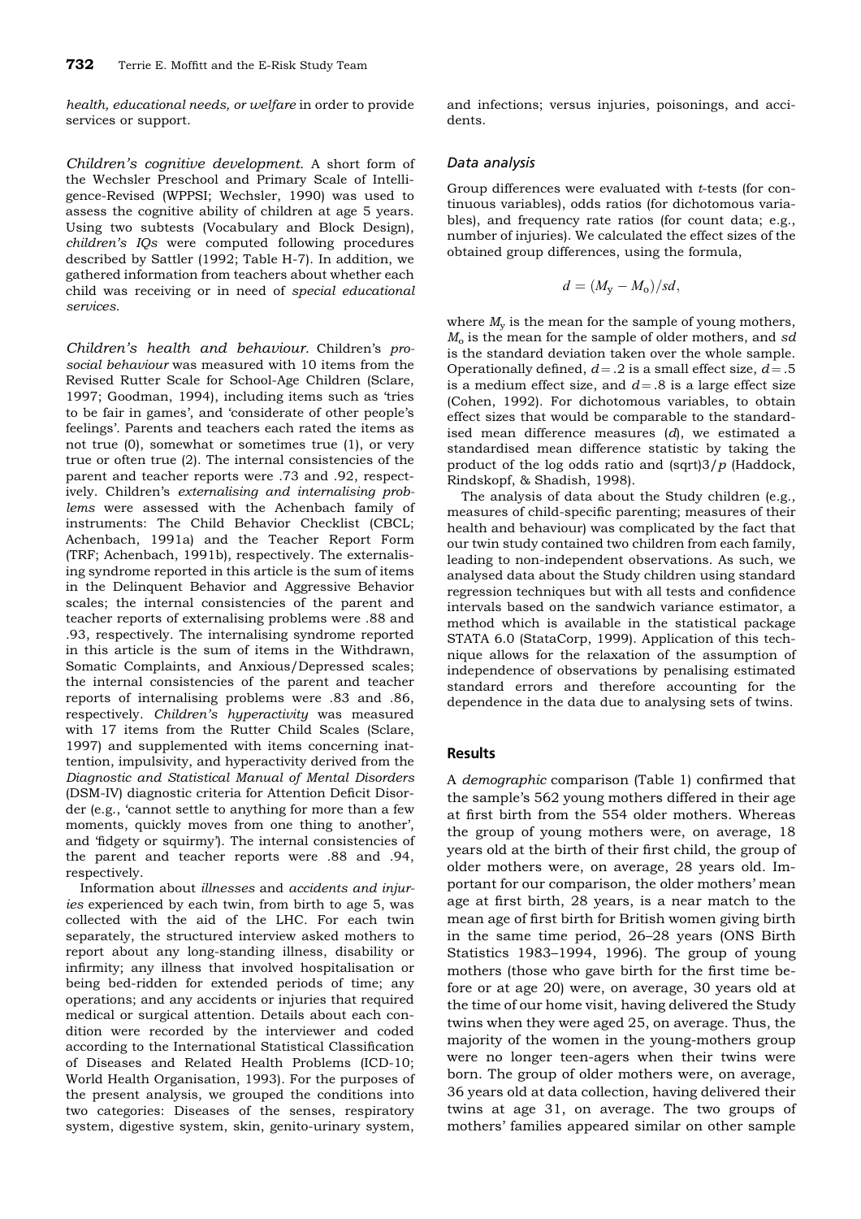*health, educational needs, or welfare* in order to provide services or support.

*Children's cognitive development.* A short form of the Wechsler Preschool and Primary Scale of Intelligence-Revised (WPPSI; Wechsler, 1990) was used to assess the cognitive ability of children at age 5 years. Using two subtests (Vocabulary and Block Design), *children's IQs* were computed following procedures described by Sattler (1992; Table H-7). In addition, we gathered information from teachers about whether each child was receiving or in need of *special educational services*.

*Children's health and behaviour.* Children's *prosocial behaviour* was measured with 10 items from the Revised Rutter Scale for School-Age Children (Sclare, 1997; Goodman, 1994), including items such as 'tries to be fair in games', and 'considerate of other people's feelings'. Parents and teachers each rated the items as not true (0), somewhat or sometimes true (1), or very true or often true (2). The internal consistencies of the parent and teacher reports were .73 and .92, respectively. Children's *externalising and internalising problems* were assessed with the Achenbach family of instruments: The Child Behavior Checklist (CBCL; Achenbach, 1991a) and the Teacher Report Form (TRF; Achenbach, 1991b), respectively. The externalising syndrome reported in this article is the sum of items in the Delinquent Behavior and Aggressive Behavior scales; the internal consistencies of the parent and teacher reports of externalising problems were .88 and .93, respectively. The internalising syndrome reported in this article is the sum of items in the Withdrawn, Somatic Complaints, and Anxious/Depressed scales; the internal consistencies of the parent and teacher reports of internalising problems were .83 and .86, respectively. *Children's hyperactivity* was measured with 17 items from the Rutter Child Scales (Sclare, 1997) and supplemented with items concerning inattention, impulsivity, and hyperactivity derived from the *Diagnostic and Statistical Manual of Mental Disorders* (DSM-IV) diagnostic criteria for Attention Deficit Disorder (e.g., 'cannot settle to anything for more than a few moments, quickly moves from one thing to another', and 'fidgety or squirmy'). The internal consistencies of the parent and teacher reports were .88 and .94, respectively.

Information about *illnesses* and *accidents and injuries* experienced by each twin, from birth to age 5, was collected with the aid of the LHC. For each twin separately, the structured interview asked mothers to report about any long-standing illness, disability or infirmity; any illness that involved hospitalisation or being bed-ridden for extended periods of time; any operations; and any accidents or injuries that required medical or surgical attention. Details about each condition were recorded by the interviewer and coded according to the International Statistical Classification of Diseases and Related Health Problems (ICD-10; World Health Organisation, 1993). For the purposes of the present analysis, we grouped the conditions into two categories: Diseases of the senses, respiratory system, digestive system, skin, genito-urinary system, and infections; versus injuries, poisonings, and accidents.

### Data analysis

Group differences were evaluated with *t*-tests (for continuous variables), odds ratios (for dichotomous variables), and frequency rate ratios (for count data; e.g., number of injuries). We calculated the effect sizes of the obtained group differences, using the formula,

$$d = (M_y - M_o)/sd,$$

where $M_y$ is the mean for the sample of young mothers, $M_o$ is the mean for the sample of older mothers, and *sd* is the standard deviation taken over the whole sample. Operationally defined, $d = .2$ is a small effect size, $d = .5$ is a medium effect size, and $d = .8$ is a large effect size (Cohen, 1992). For dichotomous variables, to obtain effect sizes that would be comparable to the standardised mean difference measures (*d*), we estimated a standardised mean difference statistic by taking the product of the log odds ratio and (sqrt)3/$p$ (Haddock, Rindskopf, & Shadish, 1998).

The analysis of data about the Study children (e.g., measures of child-specific parenting; measures of their health and behaviour) was complicated by the fact that our twin study contained two children from each family, leading to non-independent observations. As such, we analysed data about the Study children using standard regression techniques but with all tests and confidence intervals based on the sandwich variance estimator, a method which is available in the statistical package STATA 6.0 (StataCorp, 1999). Application of this technique allows for the relaxation of the assumption of independence of observations by penalising estimated standard errors and therefore accounting for the dependence in the data due to analysing sets of twins.

## Results

A *demographic* comparison (Table 1) confirmed that the sample's 562 young mothers differed in their age at first birth from the 554 older mothers. Whereas the group of young mothers were, on average, 18 years old at the birth of their first child, the group of older mothers were, on average, 28 years old. Important for our comparison, the older mothers' mean age at first birth, 28 years, is a near match to the mean age of first birth for British women giving birth in the same time period, 26–28 years (ONS Birth Statistics 1983–1994, 1996). The group of young mothers (those who gave birth for the first time before or at age 20) were, on average, 30 years old at the time of our home visit, having delivered the Study twins when they were aged 25, on average. Thus, the majority of the women in the young-mothers group were no longer teen-agers when their twins were born. The group of older mothers were, on average, 36 years old at data collection, having delivered their twins at age 31, on average. The two groups of mothers' families appeared similar on other sample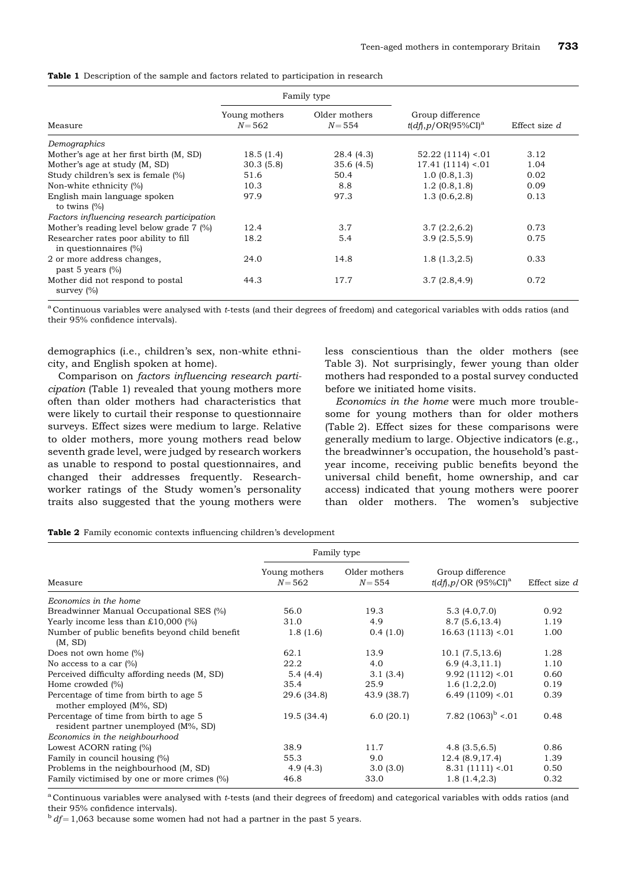**Table 1** Description of the sample and factors related to participation in research

| Measure | Family type | | Group difference $t(df),p$/OR(95%CI)[a] | Effect size $d$ |
|---|---|---|---|---|
| | Young mothers $N=562$ | Older mothers $N=554$ | | |
| *Demographics* | | | | |
| Mother's age at her first birth (M, SD) | 18.5 (1.4) | 28.4 (4.3) | 52.22 (1114) <.01 | 3.12 |
| Mother's age at study (M, SD) | 30.3 (5.8) | 35.6 (4.5) | 17.41 (1114) <.01 | 1.04 |
| Study children's sex is female (%) | 51.6 | 50.4 | 1.0 (0.8,1.3) | 0.02 |
| Non-white ethnicity (%) | 10.3 | 8.8 | 1.2 (0.8,1.8) | 0.09 |
| English main language spoken to twins (%) | 97.9 | 97.3 | 1.3 (0.6,2.8) | 0.13 |
| *Factors influencing research participation* | | | | |
| Mother's reading level below grade 7 (%) | 12.4 | 3.7 | 3.7 (2.2,6.2) | 0.73 |
| Researcher rates poor ability to fill in questionnaires (%) | 18.2 | 5.4 | 3.9 (2.5,5.9) | 0.75 |
| 2 or more address changes, past 5 years (%) | 24.0 | 14.8 | 1.8 (1.3,2.5) | 0.33 |
| Mother did not respond to postal survey (%) | 44.3 | 17.7 | 3.7 (2.8,4.9) | 0.72 |

[a] Continuous variables were analysed with $t$-tests (and their degrees of freedom) and categorical variables with odds ratios (and their 95% confidence intervals).

demographics (i.e., children's sex, non-white ethnicity, and English spoken at home).

Comparison on *factors influencing research participation* (Table 1) revealed that young mothers more often than older mothers had characteristics that were likely to curtail their response to questionnaire surveys. Effect sizes were medium to large. Relative to older mothers, more young mothers read below seventh grade level, were judged by research workers as unable to respond to postal questionnaires, and changed their addresses frequently. Research-worker ratings of the Study women's personality traits also suggested that the young mothers were less conscientious than the older mothers (see Table 3). Not surprisingly, fewer young than older mothers had responded to a postal survey conducted before we initiated home visits.

*Economics in the home* were much more troublesome for young mothers than for older mothers (Table 2). Effect sizes for these comparisons were generally medium to large. Objective indicators (e.g., the breadwinner's occupation, the household's past-year income, receiving public benefits beyond the universal child benefit, home ownership, and car access) indicated that young mothers were poorer than older mothers. The women's subjective

**Table 2** Family economic contexts influencing children's development

| Measure | Family type | | Group difference $t(df),p$/OR (95%CI)[a] | Effect size $d$ |
|---|---|---|---|---|
| | Young mothers $N=562$ | Older mothers $N=554$ | | |
| *Economics in the home* | | | | |
| Breadwinner Manual Occupational SES (%) | 56.0 | 19.3 | 5.3 (4.0,7.0) | 0.92 |
| Yearly income less than £10,000 (%) | 31.0 | 4.9 | 8.7 (5.6,13.4) | 1.19 |
| Number of public benefits beyond child benefit (M, SD) | 1.8 (1.6) | 0.4 (1.0) | 16.63 (1113) <.01 | 1.00 |
| Does not own home (%) | 62.1 | 13.9 | 10.1 (7.5,13.6) | 1.28 |
| No access to a car (%) | 22.2 | 4.0 | 6.9 (4.3,11.1) | 1.10 |
| Perceived difficulty affording needs (M, SD) | 5.4 (4.4) | 3.1 (3.4) | 9.92 (1112) <.01 | 0.60 |
| Home crowded (%) | 35.4 | 25.9 | 1.6 (1.2,2.0) | 0.19 |
| Percentage of time from birth to age 5 mother employed (M%, SD) | 29.6 (34.8) | 43.9 (38.7) | 6.49 (1109) <.01 | 0.39 |
| Percentage of time from birth to age 5 resident partner unemployed (M%, SD) | 19.5 (34.4) | 6.0 (20.1) | 7.82 (1063)[b] <.01 | 0.48 |
| *Economics in the neighbourhood* | | | | |
| Lowest ACORN rating (%) | 38.9 | 11.7 | 4.8 (3.5,6.5) | 0.86 |
| Family in council housing (%) | 55.3 | 9.0 | 12.4 (8.9,17.4) | 1.39 |
| Problems in the neighbourhood (M, SD) | 4.9 (4.3) | 3.0 (3.0) | 8.31 (1111) <.01 | 0.50 |
| Family victimised by one or more crimes (%) | 46.8 | 33.0 | 1.8 (1.4,2.3) | 0.32 |

[a] Continuous variables were analysed with $t$-tests (and their degrees of freedom) and categorical variables with odds ratios (and their 95% confidence intervals).

[b] $df=1,063$ because some women had not had a partner in the past 5 years.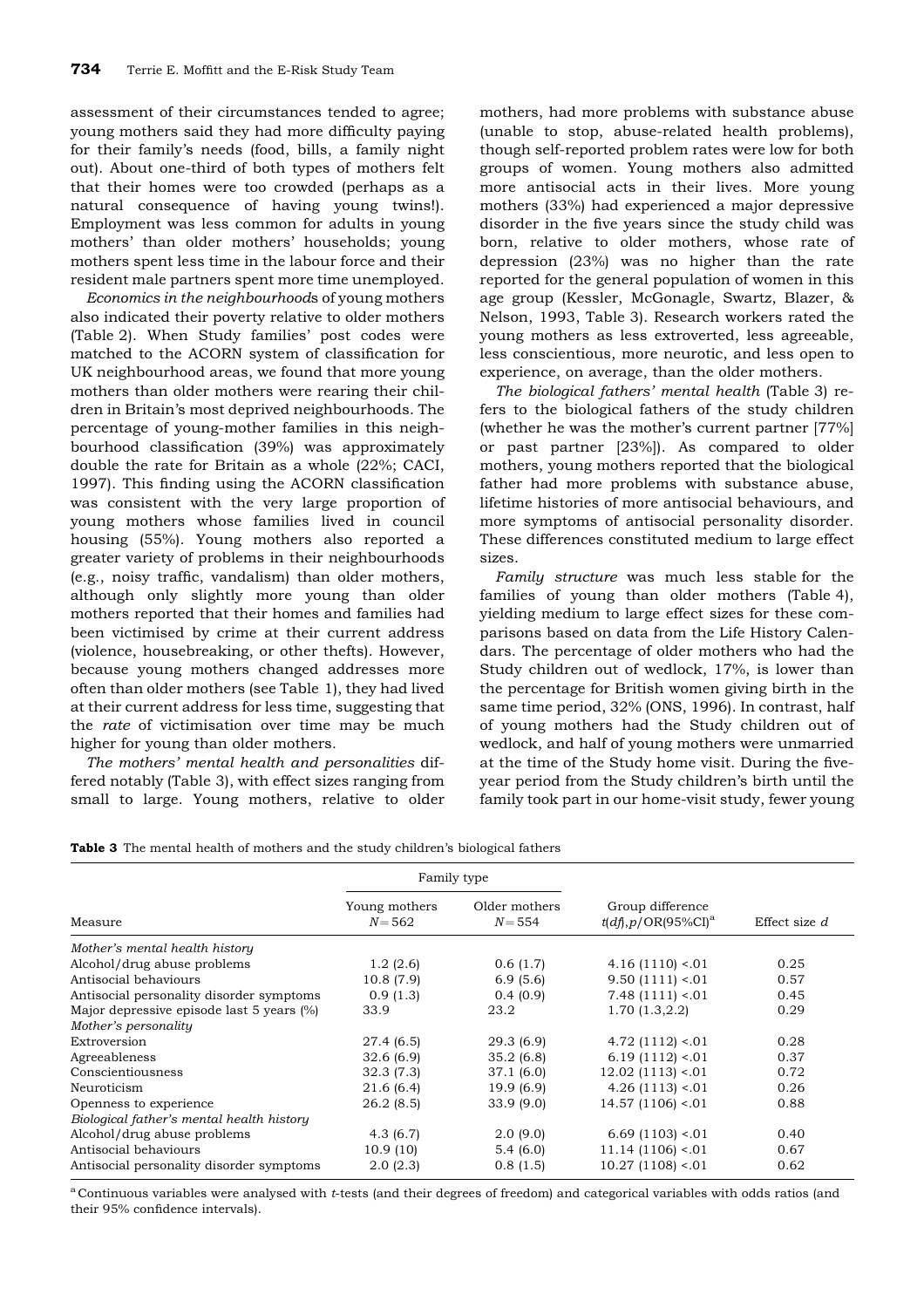assessment of their circumstances tended to agree; young mothers said they had more difficulty paying for their family's needs (food, bills, a family night out). About one-third of both types of mothers felt that their homes were too crowded (perhaps as a natural consequence of having young twins!). Employment was less common for adults in young mothers' than older mothers' households; young mothers spent less time in the labour force and their resident male partners spent more time unemployed.

*Economics in the neighbourhoods* of young mothers also indicated their poverty relative to older mothers (Table 2). When Study families' post codes were matched to the ACORN system of classification for UK neighbourhood areas, we found that more young mothers than older mothers were rearing their children in Britain's most deprived neighbourhoods. The percentage of young-mother families in this neighbourhood classification (39%) was approximately double the rate for Britain as a whole (22%; CACI, 1997). This finding using the ACORN classification was consistent with the very large proportion of young mothers whose families lived in council housing (55%). Young mothers also reported a greater variety of problems in their neighbourhoods (e.g., noisy traffic, vandalism) than older mothers, although only slightly more young than older mothers reported that their homes and families had been victimised by crime at their current address (violence, housebreaking, or other thefts). However, because young mothers changed addresses more often than older mothers (see Table 1), they had lived at their current address for less time, suggesting that the *rate* of victimisation over time may be much higher for young than older mothers.

*The mothers' mental health and personalities* differed notably (Table 3), with effect sizes ranging from small to large. Young mothers, relative to older mothers, had more problems with substance abuse (unable to stop, abuse-related health problems), though self-reported problem rates were low for both groups of women. Young mothers also admitted more antisocial acts in their lives. More young mothers (33%) had experienced a major depressive disorder in the five years since the study child was born, relative to older mothers, whose rate of depression (23%) was no higher than the rate reported for the general population of women in this age group (Kessler, McGonagle, Swartz, Blazer, & Nelson, 1993, Table 3). Research workers rated the young mothers as less extroverted, less agreeable, less conscientious, more neurotic, and less open to experience, on average, than the older mothers.

*The biological fathers' mental health* (Table 3) refers to the biological fathers of the study children (whether he was the mother's current partner [77%] or past partner [23%]). As compared to older mothers, young mothers reported that the biological father had more problems with substance abuse, lifetime histories of more antisocial behaviours, and more symptoms of antisocial personality disorder. These differences constituted medium to large effect sizes.

*Family structure* was much less stable for the families of young than older mothers (Table 4), yielding medium to large effect sizes for these comparisons based on data from the Life History Calendars. The percentage of older mothers who had the Study children out of wedlock, 17%, is lower than the percentage for British women giving birth in the same time period, 32% (ONS, 1996). In contrast, half of young mothers had the Study children out of wedlock, and half of young mothers were unmarried at the time of the Study home visit. During the five-year period from the Study children's birth until the family took part in our home-visit study, fewer young

**Table 3** The mental health of mothers and the study children's biological fathers

| Measure | Family type | | Group difference $t(df), p$/OR(95%CI)[a] | Effect size $d$ |
|---|---|---|---|---|
| | Young mothers $N = 562$ | Older mothers $N = 554$ | | |
| *Mother's mental health history* | | | | |
| Alcohol/drug abuse problems | 1.2 (2.6) | 0.6 (1.7) | 4.16 (1110) <.01 | 0.25 |
| Antisocial behaviours | 10.8 (7.9) | 6.9 (5.6) | 9.50 (1111) <.01 | 0.57 |
| Antisocial personality disorder symptoms | 0.9 (1.3) | 0.4 (0.9) | 7.48 (1111) <.01 | 0.45 |
| Major depressive episode last 5 years (%) | 33.9 | 23.2 | 1.70 (1.3,2.2) | 0.29 |
| *Mother's personality* | | | | |
| Extroversion | 27.4 (6.5) | 29.3 (6.9) | 4.72 (1112) <.01 | 0.28 |
| Agreeableness | 32.6 (6.9) | 35.2 (6.8) | 6.19 (1112) <.01 | 0.37 |
| Conscientiousness | 32.3 (7.3) | 37.1 (6.0) | 12.02 (1113) <.01 | 0.72 |
| Neuroticism | 21.6 (6.4) | 19.9 (6.9) | 4.26 (1113) <.01 | 0.26 |
| Openness to experience | 26.2 (8.5) | 33.9 (9.0) | 14.57 (1106) <.01 | 0.88 |
| *Biological father's mental health history* | | | | |
| Alcohol/drug abuse problems | 4.3 (6.7) | 2.0 (9.0) | 6.69 (1103) <.01 | 0.40 |
| Antisocial behaviours | 10.9 (10) | 5.4 (6.0) | 11.14 (1106) <.01 | 0.67 |
| Antisocial personality disorder symptoms | 2.0 (2.3) | 0.8 (1.5) | 10.27 (1108) <.01 | 0.62 |

[a] Continuous variables were analysed with *t*-tests (and their degrees of freedom) and categorical variables with odds ratios (and their 95% confidence intervals).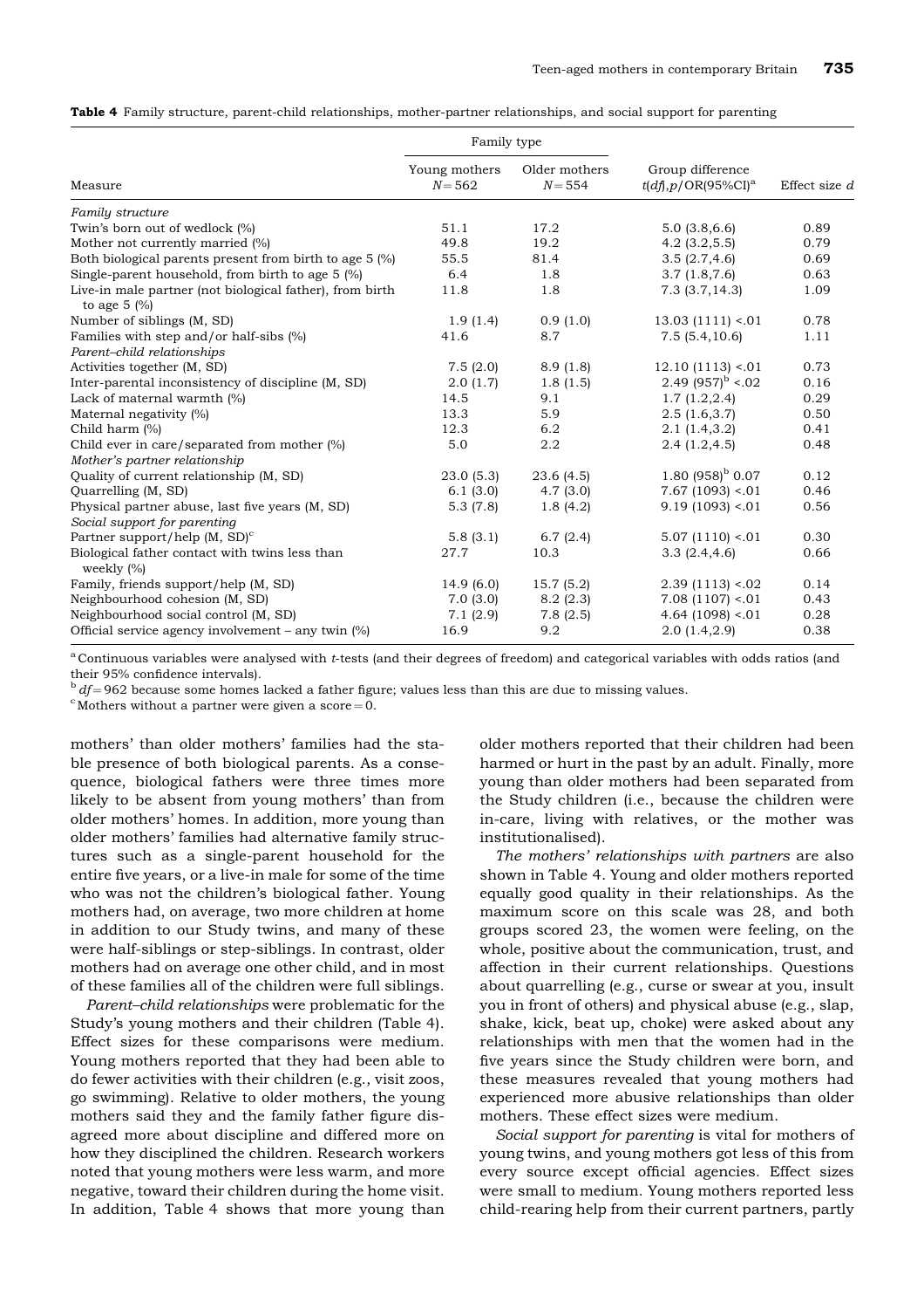**Table 4** Family structure, parent-child relationships, mother-partner relationships, and social support for parenting

| Measure | Family type | | Group difference $t(df), p$/OR(95%CI)[a] | Effect size $d$ |
|---|---|---|---|---|
| | Young mothers $N = 562$ | Older mothers $N = 554$ | | |
| *Family structure* | | | | |
| Twin's born out of wedlock (%) | 51.1 | 17.2 | 5.0 (3.8,6.6) | 0.89 |
| Mother not currently married (%) | 49.8 | 19.2 | 4.2 (3.2,5.5) | 0.79 |
| Both biological parents present from birth to age 5 (%) | 55.5 | 81.4 | 3.5 (2.7,4.6) | 0.69 |
| Single-parent household, from birth to age 5 (%) | 6.4 | 1.8 | 3.7 (1.8,7.6) | 0.63 |
| Live-in male partner (not biological father), from birth to age 5 (%) | 11.8 | 1.8 | 7.3 (3.7,14.3) | 1.09 |
| Number of siblings (M, SD) | 1.9 (1.4) | 0.9 (1.0) | 13.03 (1111) <.01 | 0.78 |
| Families with step and/or half-sibs (%) | 41.6 | 8.7 | 7.5 (5.4,10.6) | 1.11 |
| *Parent–child relationships* | | | | |
| Activities together (M, SD) | 7.5 (2.0) | 8.9 (1.8) | 12.10 (1113) <.01 | 0.73 |
| Inter-parental inconsistency of discipline (M, SD) | 2.0 (1.7) | 1.8 (1.5) | 2.49 (957)[b] <.02 | 0.16 |
| Lack of maternal warmth (%) | 14.5 | 9.1 | 1.7 (1.2,2.4) | 0.29 |
| Maternal negativity (%) | 13.3 | 5.9 | 2.5 (1.6,3.7) | 0.50 |
| Child harm (%) | 12.3 | 6.2 | 2.1 (1.4,3.2) | 0.41 |
| Child ever in care/separated from mother (%) | 5.0 | 2.2 | 2.4 (1.2,4.5) | 0.48 |
| *Mother's partner relationship* | | | | |
| Quality of current relationship (M, SD) | 23.0 (5.3) | 23.6 (4.5) | 1.80 (958)[b] 0.07 | 0.12 |
| Quarrelling (M, SD) | 6.1 (3.0) | 4.7 (3.0) | 7.67 (1093) <.01 | 0.46 |
| Physical partner abuse, last five years (M, SD) | 5.3 (7.8) | 1.8 (4.2) | 9.19 (1093) <.01 | 0.56 |
| *Social support for parenting* | | | | |
| Partner support/help (M, SD)[c] | 5.8 (3.1) | 6.7 (2.4) | 5.07 (1110) <.01 | 0.30 |
| Biological father contact with twins less than weekly (%) | 27.7 | 10.3 | 3.3 (2.4,4.6) | 0.66 |
| Family, friends support/help (M, SD) | 14.9 (6.0) | 15.7 (5.2) | 2.39 (1113) <.02 | 0.14 |
| Neighbourhood cohesion (M, SD) | 7.0 (3.0) | 8.2 (2.3) | 7.08 (1107) <.01 | 0.43 |
| Neighbourhood social control (M, SD) | 7.1 (2.9) | 7.8 (2.5) | 4.64 (1098) <.01 | 0.28 |
| Official service agency involvement – any twin (%) | 16.9 | 9.2 | 2.0 (1.4,2.9) | 0.38 |

[a] Continuous variables were analysed with $t$-tests (and their degrees of freedom) and categorical variables with odds ratios (and their 95% confidence intervals).
[b] $df = 962$ because some homes lacked a father figure; values less than this are due to missing values.
[c] Mothers without a partner were given a score = 0.

mothers' than older mothers' families had the stable presence of both biological parents. As a consequence, biological fathers were three times more likely to be absent from young mothers' than from older mothers' homes. In addition, more young than older mothers' families had alternative family structures such as a single-parent household for the entire five years, or a live-in male for some of the time who was not the children's biological father. Young mothers had, on average, two more children at home in addition to our Study twins, and many of these were half-siblings or step-siblings. In contrast, older mothers had on average one other child, and in most of these families all of the children were full siblings.

*Parent–child relationships* were problematic for the Study's young mothers and their children (Table 4). Effect sizes for these comparisons were medium. Young mothers reported that they had been able to do fewer activities with their children (e.g., visit zoos, go swimming). Relative to older mothers, the young mothers said they and the family father figure disagreed more about discipline and differed more on how they disciplined the children. Research workers noted that young mothers were less warm, and more negative, toward their children during the home visit. In addition, Table 4 shows that more young than older mothers reported that their children had been harmed or hurt in the past by an adult. Finally, more young than older mothers had been separated from the Study children (i.e., because the children were in-care, living with relatives, or the mother was institutionalised).

*The mothers' relationships with partners* are also shown in Table 4. Young and older mothers reported equally good quality in their relationships. As the maximum score on this scale was 28, and both groups scored 23, the women were feeling, on the whole, positive about the communication, trust, and affection in their current relationships. Questions about quarrelling (e.g., curse or swear at you, insult you in front of others) and physical abuse (e.g., slap, shake, kick, beat up, choke) were asked about any relationships with men that the women had in the five years since the Study children were born, and these measures revealed that young mothers had experienced more abusive relationships than older mothers. These effect sizes were medium.

*Social support for parenting* is vital for mothers of young twins, and young mothers got less of this from every source except official agencies. Effect sizes were small to medium. Young mothers reported less child-rearing help from their current partners, partly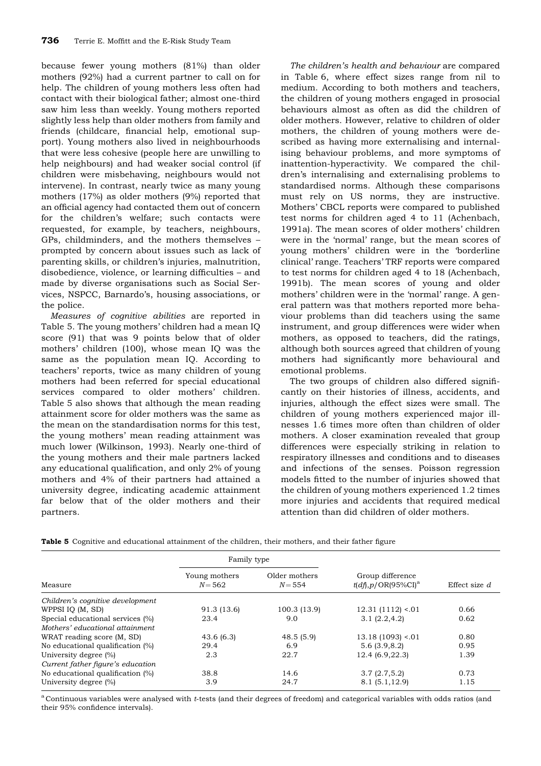because fewer young mothers (81%) than older mothers (92%) had a current partner to call on for help. The children of young mothers less often had contact with their biological father; almost one-third saw him less than weekly. Young mothers reported slightly less help than older mothers from family and friends (childcare, financial help, emotional support). Young mothers also lived in neighbourhoods that were less cohesive (people here are unwilling to help neighbours) and had weaker social control (if children were misbehaving, neighbours would not intervene). In contrast, nearly twice as many young mothers (17%) as older mothers (9%) reported that an official agency had contacted them out of concern for the children's welfare; such contacts were requested, for example, by teachers, neighbours, GPs, childminders, and the mothers themselves – prompted by concern about issues such as lack of parenting skills, or children's injuries, malnutrition, disobedience, violence, or learning difficulties – and made by diverse organisations such as Social Services, NSPCC, Barnardo's, housing associations, or the police.

*Measures of cognitive abilities* are reported in Table 5. The young mothers' children had a mean IQ score (91) that was 9 points below that of older mothers' children (100), whose mean IQ was the same as the population mean IQ. According to teachers' reports, twice as many children of young mothers had been referred for special educational services compared to older mothers' children. Table 5 also shows that although the mean reading attainment score for older mothers was the same as the mean on the standardisation norms for this test, the young mothers' mean reading attainment was much lower (Wilkinson, 1993). Nearly one-third of the young mothers and their male partners lacked any educational qualification, and only 2% of young mothers and 4% of their partners had attained a university degree, indicating academic attainment far below that of the older mothers and their partners.

*The children's health and behaviour* are compared in Table 6, where effect sizes range from nil to medium. According to both mothers and teachers, the children of young mothers engaged in prosocial behaviours almost as often as did the children of older mothers. However, relative to children of older mothers, the children of young mothers were described as having more externalising and internalising behaviour problems, and more symptoms of inattention-hyperactivity. We compared the children's internalising and externalising problems to standardised norms. Although these comparisons must rely on US norms, they are instructive. Mothers' CBCL reports were compared to published test norms for children aged 4 to 11 (Achenbach, 1991a). The mean scores of older mothers' children were in the 'normal' range, but the mean scores of young mothers' children were in the 'borderline clinical' range. Teachers' TRF reports were compared to test norms for children aged 4 to 18 (Achenbach, 1991b). The mean scores of young and older mothers' children were in the 'normal' range. A general pattern was that mothers reported more behaviour problems than did teachers using the same instrument, and group differences were wider when mothers, as opposed to teachers, did the ratings, although both sources agreed that children of young mothers had significantly more behavioural and emotional problems.

The two groups of children also differed significantly on their histories of illness, accidents, and injuries, although the effect sizes were small. The children of young mothers experienced major illnesses 1.6 times more often than children of older mothers. A closer examination revealed that group differences were especially striking in relation to respiratory illnesses and conditions and to diseases and infections of the senses. Poisson regression models fitted to the number of injuries showed that the children of young mothers experienced 1.2 times more injuries and accidents that required medical attention than did children of older mothers.

**Table 5** Cognitive and educational attainment of the children, their mothers, and their father figure

| Measure | Family type | | Group difference $t(df),p$/OR(95%CI)[a] | Effect size $d$ |
|---|---|---|---|---|
| | Young mothers $N=562$ | Older mothers $N=554$ | | |
| *Children's cognitive development* | | | | |
| WPPSI IQ (M, SD) | 91.3 (13.6) | 100.3 (13.9) | 12.31 (1112) <.01 | 0.66 |
| Special educational services (%) | 23.4 | 9.0 | 3.1 (2.2,4.2) | 0.62 |
| *Mothers' educational attainment* | | | | |
| WRAT reading score (M, SD) | 43.6 (6.3) | 48.5 (5.9) | 13.18 (1093) <.01 | 0.80 |
| No educational qualification (%) | 29.4 | 6.9 | 5.6 (3.9,8.2) | 0.95 |
| University degree (%) | 2.3 | 22.7 | 12.4 (6.9,22.3) | 1.39 |
| *Current father figure's education* | | | | |
| No educational qualification (%) | 38.8 | 14.6 | 3.7 (2.7,5.2) | 0.73 |
| University degree (%) | 3.9 | 24.7 | 8.1 (5.1,12.9) | 1.15 |

[a] Continuous variables were analysed with *t*-tests (and their degrees of freedom) and categorical variables with odds ratios (and their 95% confidence intervals).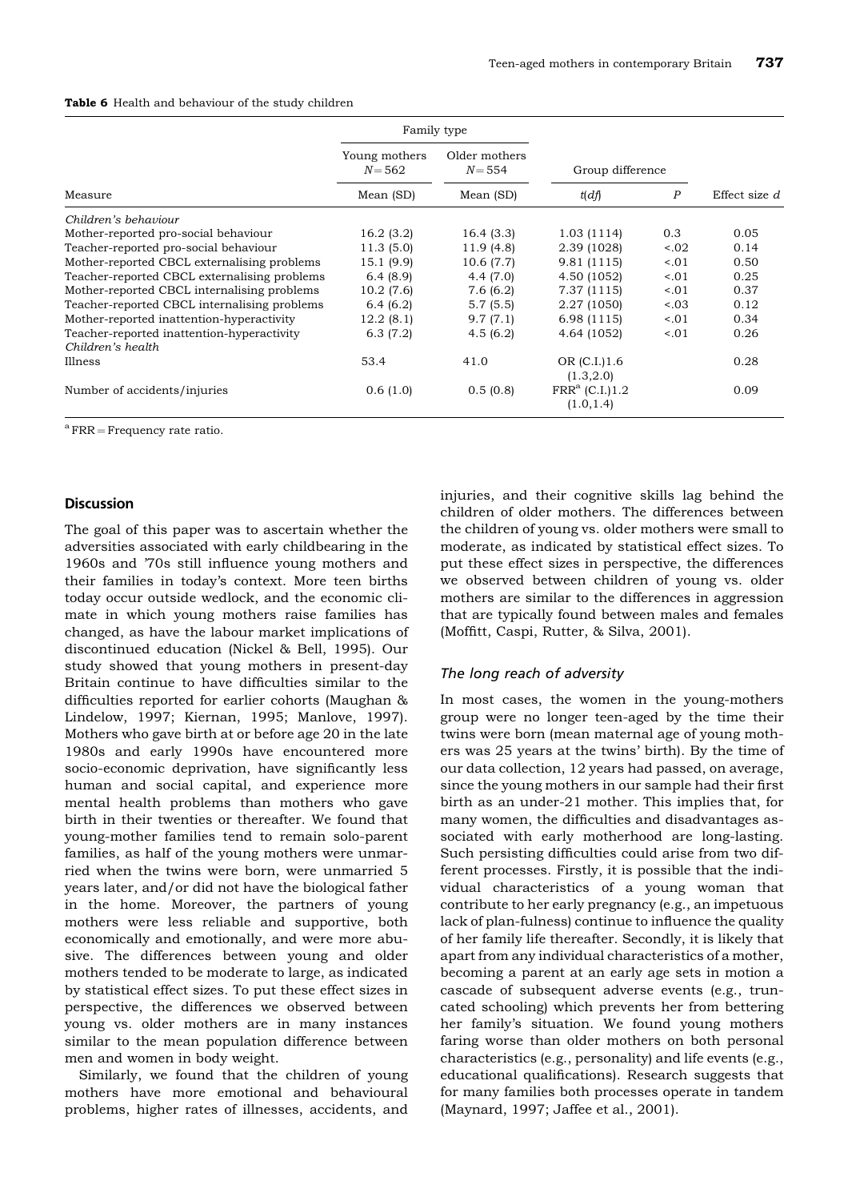**Table 6** Health and behaviour of the study children

| Measure | Family type | | Group difference | | |
|---|---|---|---|---|---|
| | Young mothers $N=562$ | Older mothers $N=554$ | | | |
| | Mean (SD) | Mean (SD) | $t(df)$ | $P$ | Effect size $d$ |
| *Children's behaviour* | | | | | |
| Mother-reported pro-social behaviour | 16.2 (3.2) | 16.4 (3.3) | 1.03 (1114) | 0.3 | 0.05 |
| Teacher-reported pro-social behaviour | 11.3 (5.0) | 11.9 (4.8) | 2.39 (1028) | <.02 | 0.14 |
| Mother-reported CBCL externalising problems | 15.1 (9.9) | 10.6 (7.7) | 9.81 (1115) | <.01 | 0.50 |
| Teacher-reported CBCL externalising problems | 6.4 (8.9) | 4.4 (7.0) | 4.50 (1052) | <.01 | 0.25 |
| Mother-reported CBCL internalising problems | 10.2 (7.6) | 7.6 (6.2) | 7.37 (1115) | <.01 | 0.37 |
| Teacher-reported CBCL internalising problems | 6.4 (6.2) | 5.7 (5.5) | 2.27 (1050) | <.03 | 0.12 |
| Mother-reported inattention-hyperactivity | 12.2 (8.1) | 9.7 (7.1) | 6.98 (1115) | <.01 | 0.34 |
| Teacher-reported inattention-hyperactivity | 6.3 (7.2) | 4.5 (6.2) | 4.64 (1052) | <.01 | 0.26 |
| *Children's health* | | | | | |
| Illness | 53.4 | 41.0 | OR (C.I.)1.6 (1.3,2.0) | | 0.28 |
| Number of accidents/injuries | 0.6 (1.0) | 0.5 (0.8) | FRR[a] (C.I.)1.2 (1.0,1.4) | | 0.09 |

[a] FRR = Frequency rate ratio.

## Discussion

The goal of this paper was to ascertain whether the adversities associated with early childbearing in the 1960s and '70s still influence young mothers and their families in today's context. More teen births today occur outside wedlock, and the economic climate in which young mothers raise families has changed, as have the labour market implications of discontinued education (Nickel & Bell, 1995). Our study showed that young mothers in present-day Britain continue to have difficulties similar to the difficulties reported for earlier cohorts (Maughan & Lindelow, 1997; Kiernan, 1995; Manlove, 1997). Mothers who gave birth at or before age 20 in the late 1980s and early 1990s have encountered more socio-economic deprivation, have significantly less human and social capital, and experience more mental health problems than mothers who gave birth in their twenties or thereafter. We found that young-mother families tend to remain solo-parent families, as half of the young mothers were unmarried when the twins were born, were unmarried 5 years later, and/or did not have the biological father in the home. Moreover, the partners of young mothers were less reliable and supportive, both economically and emotionally, and were more abusive. The differences between young and older mothers tended to be moderate to large, as indicated by statistical effect sizes. To put these effect sizes in perspective, the differences we observed between young vs. older mothers are in many instances similar to the mean population difference between men and women in body weight.

Similarly, we found that the children of young mothers have more emotional and behavioural problems, higher rates of illnesses, accidents, and injuries, and their cognitive skills lag behind the children of older mothers. The differences between the children of young vs. older mothers were small to moderate, as indicated by statistical effect sizes. To put these effect sizes in perspective, the differences we observed between children of young vs. older mothers are similar to the differences in aggression that are typically found between males and females (Moffitt, Caspi, Rutter, & Silva, 2001).

### *The long reach of adversity*

In most cases, the women in the young-mothers group were no longer teen-aged by the time their twins were born (mean maternal age of young mothers was 25 years at the twins' birth). By the time of our data collection, 12 years had passed, on average, since the young mothers in our sample had their first birth as an under-21 mother. This implies that, for many women, the difficulties and disadvantages associated with early motherhood are long-lasting. Such persisting difficulties could arise from two different processes. Firstly, it is possible that the individual characteristics of a young woman that contribute to her early pregnancy (e.g., an impetuous lack of plan-fulness) continue to influence the quality of her family life thereafter. Secondly, it is likely that apart from any individual characteristics of a mother, becoming a parent at an early age sets in motion a cascade of subsequent adverse events (e.g., truncated schooling) which prevents her from bettering her family's situation. We found young mothers faring worse than older mothers on both personal characteristics (e.g., personality) and life events (e.g., educational qualifications). Research suggests that for many families both processes operate in tandem (Maynard, 1997; Jaffee et al., 2001).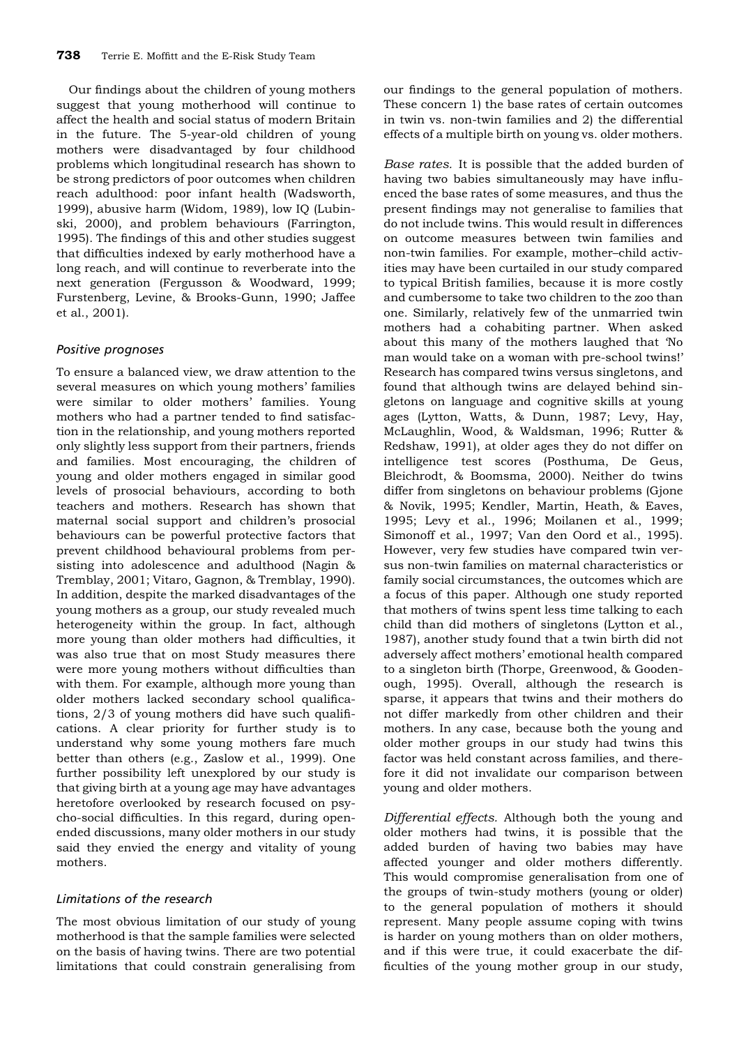Our findings about the children of young mothers suggest that young motherhood will continue to affect the health and social status of modern Britain in the future. The 5-year-old children of young mothers were disadvantaged by four childhood problems which longitudinal research has shown to be strong predictors of poor outcomes when children reach adulthood: poor infant health (Wadsworth, 1999), abusive harm (Widom, 1989), low IQ (Lubinski, 2000), and problem behaviours (Farrington, 1995). The findings of this and other studies suggest that difficulties indexed by early motherhood have a long reach, and will continue to reverberate into the next generation (Fergusson & Woodward, 1999; Furstenberg, Levine, & Brooks-Gunn, 1990; Jaffee et al., 2001).

### Positive prognoses

To ensure a balanced view, we draw attention to the several measures on which young mothers' families were similar to older mothers' families. Young mothers who had a partner tended to find satisfaction in the relationship, and young mothers reported only slightly less support from their partners, friends and families. Most encouraging, the children of young and older mothers engaged in similar good levels of prosocial behaviours, according to both teachers and mothers. Research has shown that maternal social support and children's prosocial behaviours can be powerful protective factors that prevent childhood behavioural problems from persisting into adolescence and adulthood (Nagin & Tremblay, 2001; Vitaro, Gagnon, & Tremblay, 1990). In addition, despite the marked disadvantages of the young mothers as a group, our study revealed much heterogeneity within the group. In fact, although more young than older mothers had difficulties, it was also true that on most Study measures there were more young mothers without difficulties than with them. For example, although more young than older mothers lacked secondary school qualifications, 2/3 of young mothers did have such qualifications. A clear priority for further study is to understand why some young mothers fare much better than others (e.g., Zaslow et al., 1999). One further possibility left unexplored by our study is that giving birth at a young age may have advantages heretofore overlooked by research focused on psycho-social difficulties. In this regard, during open-ended discussions, many older mothers in our study said they envied the energy and vitality of young mothers.

### Limitations of the research

The most obvious limitation of our study of young motherhood is that the sample families were selected on the basis of having twins. There are two potential limitations that could constrain generalising from our findings to the general population of mothers. These concern 1) the base rates of certain outcomes in twin vs. non-twin families and 2) the differential effects of a multiple birth on young vs. older mothers.

*Base rates.* It is possible that the added burden of having two babies simultaneously may have influenced the base rates of some measures, and thus the present findings may not generalise to families that do not include twins. This would result in differences on outcome measures between twin families and non-twin families. For example, mother–child activities may have been curtailed in our study compared to typical British families, because it is more costly and cumbersome to take two children to the zoo than one. Similarly, relatively few of the unmarried twin mothers had a cohabiting partner. When asked about this many of the mothers laughed that 'No man would take on a woman with pre-school twins!' Research has compared twins versus singletons, and found that although twins are delayed behind singletons on language and cognitive skills at young ages (Lytton, Watts, & Dunn, 1987; Levy, Hay, McLaughlin, Wood, & Waldsman, 1996; Rutter & Redshaw, 1991), at older ages they do not differ on intelligence test scores (Posthuma, De Geus, Bleichrodt, & Boomsma, 2000). Neither do twins differ from singletons on behaviour problems (Gjone & Novik, 1995; Kendler, Martin, Heath, & Eaves, 1995; Levy et al., 1996; Moilanen et al., 1999; Simonoff et al., 1997; Van den Oord et al., 1995). However, very few studies have compared twin versus non-twin families on maternal characteristics or family social circumstances, the outcomes which are a focus of this paper. Although one study reported that mothers of twins spent less time talking to each child than did mothers of singletons (Lytton et al., 1987), another study found that a twin birth did not adversely affect mothers' emotional health compared to a singleton birth (Thorpe, Greenwood, & Goodenough, 1995). Overall, although the research is sparse, it appears that twins and their mothers do not differ markedly from other children and their mothers. In any case, because both the young and older mother groups in our study had twins this factor was held constant across families, and therefore it did not invalidate our comparison between young and older mothers.

*Differential effects.* Although both the young and older mothers had twins, it is possible that the added burden of having two babies may have affected younger and older mothers differently. This would compromise generalisation from one of the groups of twin-study mothers (young or older) to the general population of mothers it should represent. Many people assume coping with twins is harder on young mothers than on older mothers, and if this were true, it could exacerbate the difficulties of the young mother group in our study,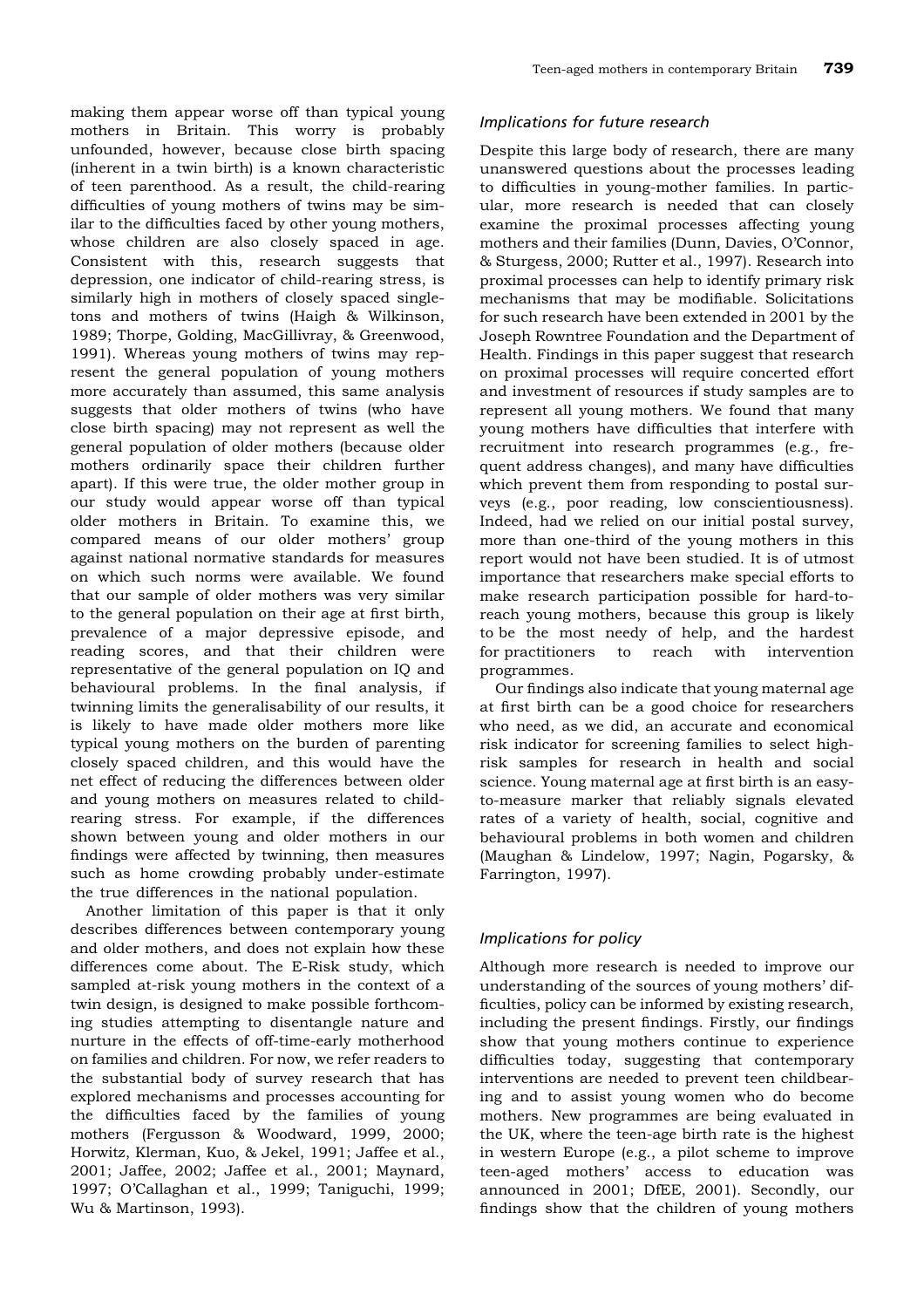making them appear worse off than typical young mothers in Britain. This worry is probably unfounded, however, because close birth spacing (inherent in a twin birth) is a known characteristic of teen parenthood. As a result, the child-rearing difficulties of young mothers of twins may be similar to the difficulties faced by other young mothers, whose children are also closely spaced in age. Consistent with this, research suggests that depression, one indicator of child-rearing stress, is similarly high in mothers of closely spaced singletons and mothers of twins (Haigh & Wilkinson, 1989; Thorpe, Golding, MacGillivray, & Greenwood, 1991). Whereas young mothers of twins may represent the general population of young mothers more accurately than assumed, this same analysis suggests that older mothers of twins (who have close birth spacing) may not represent as well the general population of older mothers (because older mothers ordinarily space their children further apart). If this were true, the older mother group in our study would appear worse off than typical older mothers in Britain. To examine this, we compared means of our older mothers' group against national normative standards for measures on which such norms were available. We found that our sample of older mothers was very similar to the general population on their age at first birth, prevalence of a major depressive episode, and reading scores, and that their children were representative of the general population on IQ and behavioural problems. In the final analysis, if twinning limits the generalisability of our results, it is likely to have made older mothers more like typical young mothers on the burden of parenting closely spaced children, and this would have the net effect of reducing the differences between older and young mothers on measures related to child-rearing stress. For example, if the differences shown between young and older mothers in our findings were affected by twinning, then measures such as home crowding probably under-estimate the true differences in the national population.

Another limitation of this paper is that it only describes differences between contemporary young and older mothers, and does not explain how these differences come about. The E-Risk study, which sampled at-risk young mothers in the context of a twin design, is designed to make possible forthcoming studies attempting to disentangle nature and nurture in the effects of off-time-early motherhood on families and children. For now, we refer readers to the substantial body of survey research that has explored mechanisms and processes accounting for the difficulties faced by the families of young mothers (Fergusson & Woodward, 1999, 2000; Horwitz, Klerman, Kuo, & Jekel, 1991; Jaffee et al., 2001; Jaffee, 2002; Jaffee et al., 2001; Maynard, 1997; O'Callaghan et al., 1999; Taniguchi, 1999; Wu & Martinson, 1993).

### *Implications for future research*

Despite this large body of research, there are many unanswered questions about the processes leading to difficulties in young-mother families. In particular, more research is needed that can closely examine the proximal processes affecting young mothers and their families (Dunn, Davies, O'Connor, & Sturgess, 2000; Rutter et al., 1997). Research into proximal processes can help to identify primary risk mechanisms that may be modifiable. Solicitations for such research have been extended in 2001 by the Joseph Rowntree Foundation and the Department of Health. Findings in this paper suggest that research on proximal processes will require concerted effort and investment of resources if study samples are to represent all young mothers. We found that many young mothers have difficulties that interfere with recruitment into research programmes (e.g., frequent address changes), and many have difficulties which prevent them from responding to postal surveys (e.g., poor reading, low conscientiousness). Indeed, had we relied on our initial postal survey, more than one-third of the young mothers in this report would not have been studied. It is of utmost importance that researchers make special efforts to make research participation possible for hard-to-reach young mothers, because this group is likely to be the most needy of help, and the hardest for practitioners to reach with intervention programmes.

Our findings also indicate that young maternal age at first birth can be a good choice for researchers who need, as we did, an accurate and economical risk indicator for screening families to select high-risk samples for research in health and social science. Young maternal age at first birth is an easy-to-measure marker that reliably signals elevated rates of a variety of health, social, cognitive and behavioural problems in both women and children (Maughan & Lindelow, 1997; Nagin, Pogarsky, & Farrington, 1997).

### *Implications for policy*

Although more research is needed to improve our understanding of the sources of young mothers' difficulties, policy can be informed by existing research, including the present findings. Firstly, our findings show that young mothers continue to experience difficulties today, suggesting that contemporary interventions are needed to prevent teen childbearing and to assist young women who do become mothers. New programmes are being evaluated in the UK, where the teen-age birth rate is the highest in western Europe (e.g., a pilot scheme to improve teen-aged mothers' access to education was announced in 2001; DfEE, 2001). Secondly, our findings show that the children of young mothers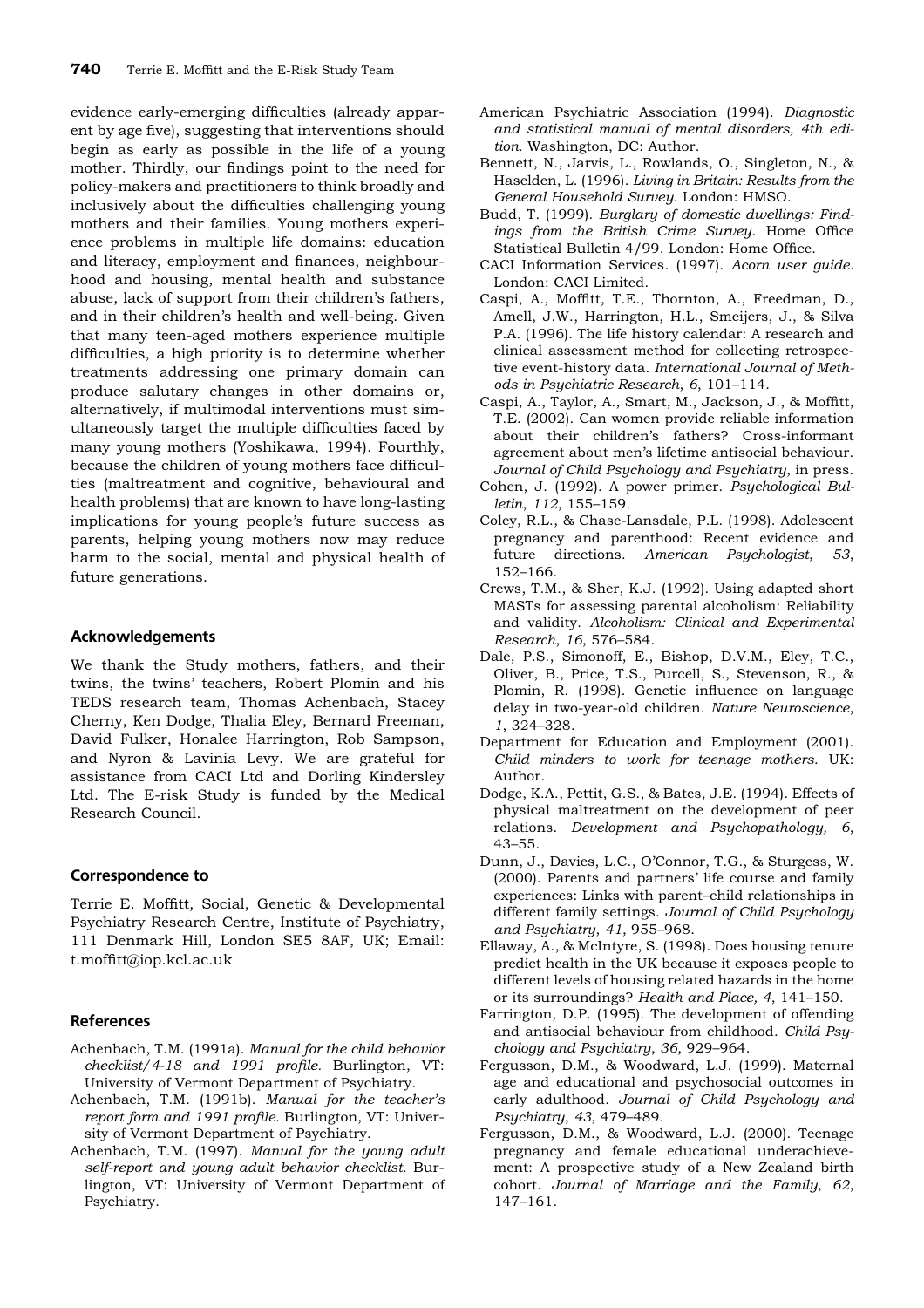evidence early-emerging difficulties (already apparent by age five), suggesting that interventions should begin as early as possible in the life of a young mother. Thirdly, our findings point to the need for policy-makers and practitioners to think broadly and inclusively about the difficulties challenging young mothers and their families. Young mothers experience problems in multiple life domains: education and literacy, employment and finances, neighbourhood and housing, mental health and substance abuse, lack of support from their children's fathers, and in their children's health and well-being. Given that many teen-aged mothers experience multiple difficulties, a high priority is to determine whether treatments addressing one primary domain can produce salutary changes in other domains or, alternatively, if multimodal interventions must simultaneously target the multiple difficulties faced by many young mothers (Yoshikawa, 1994). Fourthly, because the children of young mothers face difficulties (maltreatment and cognitive, behavioural and health problems) that are known to have long-lasting implications for young people's future success as parents, helping young mothers now may reduce harm to the social, mental and physical health of future generations.

## Acknowledgements

We thank the Study mothers, fathers, and their twins, the twins' teachers, Robert Plomin and his TEDS research team, Thomas Achenbach, Stacey Cherny, Ken Dodge, Thalia Eley, Bernard Freeman, David Fulker, Honalee Harrington, Rob Sampson, and Nyron & Lavinia Levy. We are grateful for assistance from CACI Ltd and Dorling Kindersley Ltd. The E-risk Study is funded by the Medical Research Council.

## Correspondence to

Terrie E. Moffitt, Social, Genetic & Developmental Psychiatry Research Centre, Institute of Psychiatry, 111 Denmark Hill, London SE5 8AF, UK; Email: t.moffitt@iop.kcl.ac.uk

## References

Achenbach, T.M. (1991a). *Manual for the child behavior checklist/4-18 and 1991 profile.* Burlington, VT: University of Vermont Department of Psychiatry.

Achenbach, T.M. (1991b). *Manual for the teacher's report form and 1991 profile.* Burlington, VT: University of Vermont Department of Psychiatry.

Achenbach, T.M. (1997). *Manual for the young adult self-report and young adult behavior checklist.* Burlington, VT: University of Vermont Department of Psychiatry.

American Psychiatric Association (1994). *Diagnostic and statistical manual of mental disorders, 4th edition.* Washington, DC: Author.

Bennett, N., Jarvis, L., Rowlands, O., Singleton, N., & Haselden, L. (1996). *Living in Britain: Results from the General Household Survey.* London: HMSO.

Budd, T. (1999). *Burglary of domestic dwellings: Findings from the British Crime Survey.* Home Office Statistical Bulletin 4/99. London: Home Office.

CACI Information Services. (1997). *Acorn user guide.* London: CACI Limited.

Caspi, A., Moffitt, T.E., Thornton, A., Freedman, D., Amell, J.W., Harrington, H.L., Smeijers, J., & Silva P.A. (1996). The life history calendar: A research and clinical assessment method for collecting retrospective event-history data. *International Journal of Methods in Psychiatric Research*, *6*, 101–114.

Caspi, A., Taylor, A., Smart, M., Jackson, J., & Moffitt, T.E. (2002). Can women provide reliable information about their children's fathers? Cross-informant agreement about men's lifetime antisocial behaviour. *Journal of Child Psychology and Psychiatry*, in press.

Cohen, J. (1992). A power primer. *Psychological Bulletin*, *112*, 155–159.

Coley, R.L., & Chase-Lansdale, P.L. (1998). Adolescent pregnancy and parenthood: Recent evidence and future directions. *American Psychologist*, *53*, 152–166.

Crews, T.M., & Sher, K.J. (1992). Using adapted short MASTs for assessing parental alcoholism: Reliability and validity. *Alcoholism: Clinical and Experimental Research*, *16*, 576–584.

Dale, P.S., Simonoff, E., Bishop, D.V.M., Eley, T.C., Oliver, B., Price, T.S., Purcell, S., Stevenson, R., & Plomin, R. (1998). Genetic influence on language delay in two-year-old children. *Nature Neuroscience*, *1*, 324–328.

Department for Education and Employment (2001). *Child minders to work for teenage mothers.* UK: Author.

Dodge, K.A., Pettit, G.S., & Bates, J.E. (1994). Effects of physical maltreatment on the development of peer relations. *Development and Psychopathology, 6*, 43–55.

Dunn, J., Davies, L.C., O'Connor, T.G., & Sturgess, W. (2000). Parents and partners' life course and family experiences: Links with parent–child relationships in different family settings. *Journal of Child Psychology and Psychiatry*, *41*, 955–968.

Ellaway, A., & McIntyre, S. (1998). Does housing tenure predict health in the UK because it exposes people to different levels of housing related hazards in the home or its surroundings? *Health and Place, 4*, 141–150.

Farrington, D.P. (1995). The development of offending and antisocial behaviour from childhood. *Child Psychology and Psychiatry*, *36*, 929–964.

Fergusson, D.M., & Woodward, L.J. (1999). Maternal age and educational and psychosocial outcomes in early adulthood. *Journal of Child Psychology and Psychiatry*, *43*, 479–489.

Fergusson, D.M., & Woodward, L.J. (2000). Teenage pregnancy and female educational underachievement: A prospective study of a New Zealand birth cohort. *Journal of Marriage and the Family*, *62*, 147–161.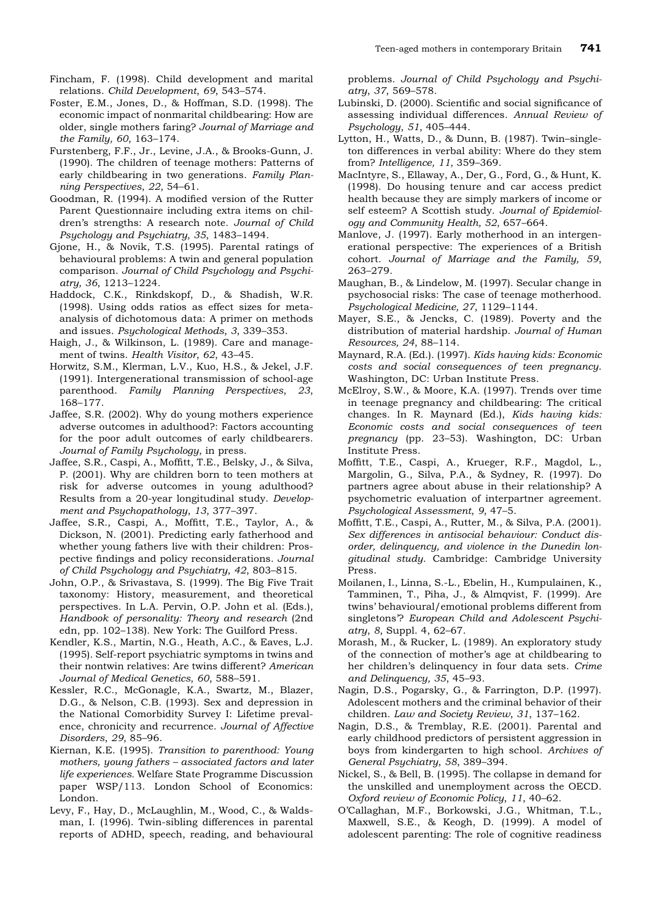Fincham, F. (1998). Child development and marital relations. *Child Development*, *69*, 543–574.

Foster, E.M., Jones, D., & Hoffman, S.D. (1998). The economic impact of nonmarital childbearing: How are older, single mothers faring? *Journal of Marriage and the Family, 60*, 163–174.

Furstenberg, F.F., Jr., Levine, J.A., & Brooks-Gunn, J. (1990). The children of teenage mothers: Patterns of early childbearing in two generations. *Family Planning Perspectives*, *22*, 54–61.

Goodman, R. (1994). A modified version of the Rutter Parent Questionnaire including extra items on children's strengths: A research note. *Journal of Child Psychology and Psychiatry, 35*, 1483–1494.

Gjone, H., & Novik, T.S. (1995). Parental ratings of behavioural problems: A twin and general population comparison. *Journal of Child Psychology and Psychiatry, 36*, 1213–1224.

Haddock, C.K., Rinkdskopf, D., & Shadish, W.R. (1998). Using odds ratios as effect sizes for meta-analysis of dichotomous data: A primer on methods and issues. *Psychological Methods*, *3*, 339–353.

Haigh, J., & Wilkinson, L. (1989). Care and management of twins. *Health Visitor*, *62*, 43–45.

Horwitz, S.M., Klerman, L.V., Kuo, H.S., & Jekel, J.F. (1991). Intergenerational transmission of school-age parenthood. *Family Planning Perspectives*, *23*, 168–177.

Jaffee, S.R. (2002). Why do young mothers experience adverse outcomes in adulthood?: Factors accounting for the poor adult outcomes of early childbearers. *Journal of Family Psychology*, in press.

Jaffee, S.R., Caspi, A., Moffitt, T.E., Belsky, J., & Silva, P. (2001). Why are children born to teen mothers at risk for adverse outcomes in young adulthood? Results from a 20-year longitudinal study. *Development and Psychopathology*, *13*, 377–397.

Jaffee, S.R., Caspi, A., Moffitt, T.E., Taylor, A., & Dickson, N. (2001). Predicting early fatherhood and whether young fathers live with their children: Prospective findings and policy reconsiderations. *Journal of Child Psychology and Psychiatry*, *42*, 803–815.

John, O.P., & Srivastava, S. (1999). The Big Five Trait taxonomy: History, measurement, and theoretical perspectives. In L.A. Pervin, O.P. John et al. (Eds.), *Handbook of personality: Theory and research* (2nd edn, pp. 102–138). New York: The Guilford Press.

Kendler, K.S., Martin, N.G., Heath, A.C., & Eaves, L.J. (1995). Self-report psychiatric symptoms in twins and their nontwin relatives: Are twins different? *American Journal of Medical Genetics*, *60*, 588–591.

Kessler, R.C., McGonagle, K.A., Swartz, M., Blazer, D.G., & Nelson, C.B. (1993). Sex and depression in the National Comorbidity Survey I: Lifetime prevalence, chronicity and recurrence. *Journal of Affective Disorders*, *29*, 85–96.

Kiernan, K.E. (1995). *Transition to parenthood: Young mothers, young fathers – associated factors and later life experiences.* Welfare State Programme Discussion paper WSP/113. London School of Economics: London.

Levy, F., Hay, D., McLaughlin, M., Wood, C., & Waldsman, I. (1996). Twin-sibling differences in parental reports of ADHD, speech, reading, and behavioural problems. *Journal of Child Psychology and Psychiatry*, *37*, 569–578.

Lubinski, D. (2000). Scientific and social significance of assessing individual differences. *Annual Review of Psychology*, *51*, 405–444.

Lytton, H., Watts, D., & Dunn, B. (1987). Twin–singleton differences in verbal ability: Where do they stem from? *Intelligence, 11*, 359–369.

MacIntyre, S., Ellaway, A., Der, G., Ford, G., & Hunt, K. (1998). Do housing tenure and car access predict health because they are simply markers of income or self esteem? A Scottish study. *Journal of Epidemiology and Community Health, 52*, 657–664.

Manlove, J. (1997). Early motherhood in an intergenerational perspective: The experiences of a British cohort. *Journal of Marriage and the Family, 59*, 263–279.

Maughan, B., & Lindelow, M. (1997). Secular change in psychosocial risks: The case of teenage motherhood. *Psychological Medicine, 27*, 1129–1144.

Mayer, S.E., & Jencks, C. (1989). Poverty and the distribution of material hardship. *Journal of Human Resources, 24*, 88–114.

Maynard, R.A. (Ed.). (1997). *Kids having kids: Economic costs and social consequences of teen pregnancy*. Washington, DC: Urban Institute Press.

McElroy, S.W., & Moore, K.A. (1997). Trends over time in teenage pregnancy and childbearing: The critical changes. In R. Maynard (Ed.), *Kids having kids: Economic costs and social consequences of teen pregnancy* (pp. 23–53). Washington, DC: Urban Institute Press.

Moffitt, T.E., Caspi, A., Krueger, R.F., Magdol, L., Margolin, G., Silva, P.A., & Sydney, R. (1997). Do partners agree about abuse in their relationship? A psychometric evaluation of interpartner agreement. *Psychological Assessment, 9*, 47–5.

Moffitt, T.E., Caspi, A., Rutter, M., & Silva, P.A. (2001). *Sex differences in antisocial behaviour: Conduct disorder, delinquency, and violence in the Dunedin longitudinal study*. Cambridge: Cambridge University Press.

Moilanen, I., Linna, S.-L., Ebelin, H., Kumpulainen, K., Tamminen, T., Piha, J., & Almqvist, F. (1999). Are twins' behavioural/emotional problems different from singletons'? *European Child and Adolescent Psychiatry*, *8*, Suppl. 4, 62–67.

Morash, M., & Rucker, L. (1989). An exploratory study of the connection of mother's age at childbearing to her children's delinquency in four data sets. *Crime and Delinquency, 35*, 45–93.

Nagin, D.S., Pogarsky, G., & Farrington, D.P. (1997). Adolescent mothers and the criminal behavior of their children. *Law and Society Review*, *31*, 137–162.

Nagin, D.S., & Tremblay, R.E. (2001). Parental and early childhood predictors of persistent aggression in boys from kindergarten to high school. *Archives of General Psychiatry*, *58*, 389–394.

Nickel, S., & Bell, B. (1995). The collapse in demand for the unskilled and unemployment across the OECD. *Oxford review of Economic Policy*, *11*, 40–62.

O'Callaghan, M.F., Borkowski, J.G., Whitman, T.L., Maxwell, S.E., & Keogh, D. (1999). A model of adolescent parenting: The role of cognitive readiness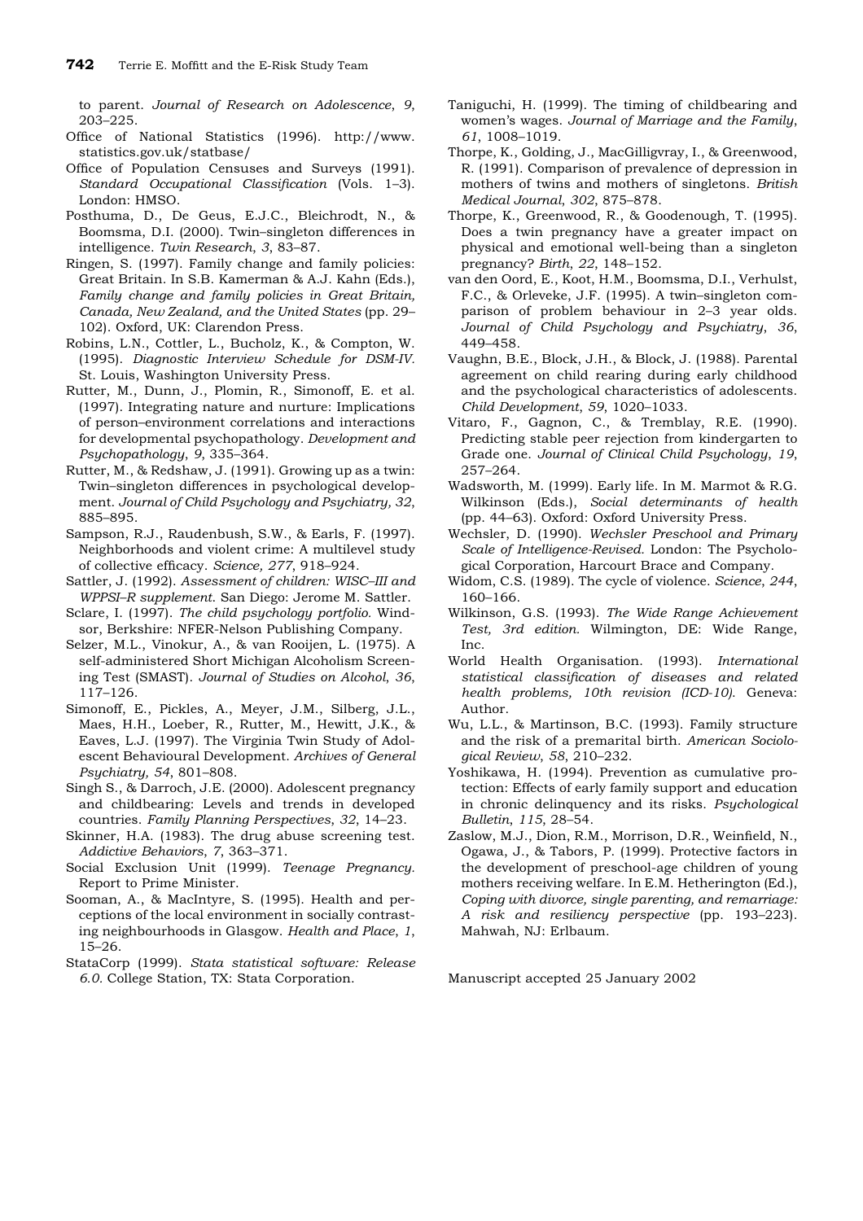to parent. *Journal of Research on Adolescence*, *9*, 203–225.

Office of National Statistics (1996). http://www.statistics.gov.uk/statbase/

Office of Population Censuses and Surveys (1991). *Standard Occupational Classification* (Vols. 1–3). London: HMSO.

Posthuma, D., De Geus, E.J.C., Bleichrodt, N., & Boomsma, D.I. (2000). Twin–singleton differences in intelligence. *Twin Research*, *3*, 83–87.

Ringen, S. (1997). Family change and family policies: Great Britain. In S.B. Kamerman & A.J. Kahn (Eds.), *Family change and family policies in Great Britain, Canada, New Zealand, and the United States* (pp. 29–102). Oxford, UK: Clarendon Press.

Robins, L.N., Cottler, L., Bucholz, K., & Compton, W. (1995). *Diagnostic Interview Schedule for DSM-IV.* St. Louis, Washington University Press.

Rutter, M., Dunn, J., Plomin, R., Simonoff, E. et al. (1997). Integrating nature and nurture: Implications of person–environment correlations and interactions for developmental psychopathology. *Development and Psychopathology*, *9*, 335–364.

Rutter, M., & Redshaw, J. (1991). Growing up as a twin: Twin–singleton differences in psychological development. *Journal of Child Psychology and Psychiatry, 32*, 885–895.

Sampson, R.J., Raudenbush, S.W., & Earls, F. (1997). Neighborhoods and violent crime: A multilevel study of collective efficacy. *Science, 277*, 918–924.

Sattler, J. (1992). *Assessment of children: WISC–III and WPPSI–R supplement.* San Diego: Jerome M. Sattler.

Sclare, I. (1997). *The child psychology portfolio.* Windsor, Berkshire: NFER-Nelson Publishing Company.

Selzer, M.L., Vinokur, A., & van Rooijen, L. (1975). A self-administered Short Michigan Alcoholism Screening Test (SMAST). *Journal of Studies on Alcohol*, *36*, 117–126.

Simonoff, E., Pickles, A., Meyer, J.M., Silberg, J.L., Maes, H.H., Loeber, R., Rutter, M., Hewitt, J.K., & Eaves, L.J. (1997). The Virginia Twin Study of Adolescent Behavioural Development. *Archives of General Psychiatry, 54*, 801–808.

Singh S., & Darroch, J.E. (2000). Adolescent pregnancy and childbearing: Levels and trends in developed countries. *Family Planning Perspectives*, *32*, 14–23.

Skinner, H.A. (1983). The drug abuse screening test. *Addictive Behaviors*, *7*, 363–371.

Social Exclusion Unit (1999). *Teenage Pregnancy.* Report to Prime Minister.

Sooman, A., & MacIntyre, S. (1995). Health and perceptions of the local environment in socially contrasting neighbourhoods in Glasgow. *Health and Place*, *1*, 15–26.

StataCorp (1999). *Stata statistical software: Release 6.0.* College Station, TX: Stata Corporation.

Taniguchi, H. (1999). The timing of childbearing and women's wages. *Journal of Marriage and the Family*, *61*, 1008–1019.

Thorpe, K., Golding, J., MacGilligvray, I., & Greenwood, R. (1991). Comparison of prevalence of depression in mothers of twins and mothers of singletons. *British Medical Journal*, *302*, 875–878.

Thorpe, K., Greenwood, R., & Goodenough, T. (1995). Does a twin pregnancy have a greater impact on physical and emotional well-being than a singleton pregnancy? *Birth*, *22*, 148–152.

van den Oord, E., Koot, H.M., Boomsma, D.I., Verhulst, F.C., & Orleveke, J.F. (1995). A twin–singleton comparison of problem behaviour in 2–3 year olds. *Journal of Child Psychology and Psychiatry*, *36*, 449–458.

Vaughn, B.E., Block, J.H., & Block, J. (1988). Parental agreement on child rearing during early childhood and the psychological characteristics of adolescents. *Child Development*, *59*, 1020–1033.

Vitaro, F., Gagnon, C., & Tremblay, R.E. (1990). Predicting stable peer rejection from kindergarten to Grade one. *Journal of Clinical Child Psychology*, *19*, 257–264.

Wadsworth, M. (1999). Early life. In M. Marmot & R.G. Wilkinson (Eds.), *Social determinants of health* (pp. 44–63). Oxford: Oxford University Press.

Wechsler, D. (1990). *Wechsler Preschool and Primary Scale of Intelligence-Revised.* London: The Psychological Corporation, Harcourt Brace and Company.

Widom, C.S. (1989). The cycle of violence. *Science*, *244*, 160–166.

Wilkinson, G.S. (1993). *The Wide Range Achievement Test, 3rd edition.* Wilmington, DE: Wide Range, Inc.

World Health Organisation. (1993). *International statistical classification of diseases and related health problems, 10th revision (ICD-10).* Geneva: Author.

Wu, L.L., & Martinson, B.C. (1993). Family structure and the risk of a premarital birth. *American Sociological Review*, *58*, 210–232.

Yoshikawa, H. (1994). Prevention as cumulative protection: Effects of early family support and education in chronic delinquency and its risks. *Psychological Bulletin*, *115*, 28–54.

Zaslow, M.J., Dion, R.M., Morrison, D.R., Weinfield, N., Ogawa, J., & Tabors, P. (1999). Protective factors in the development of preschool-age children of young mothers receiving welfare. In E.M. Hetherington (Ed.), *Coping with divorce, single parenting, and remarriage: A risk and resiliency perspective* (pp. 193–223). Mahwah, NJ: Erlbaum.

Manuscript accepted 25 January 2002